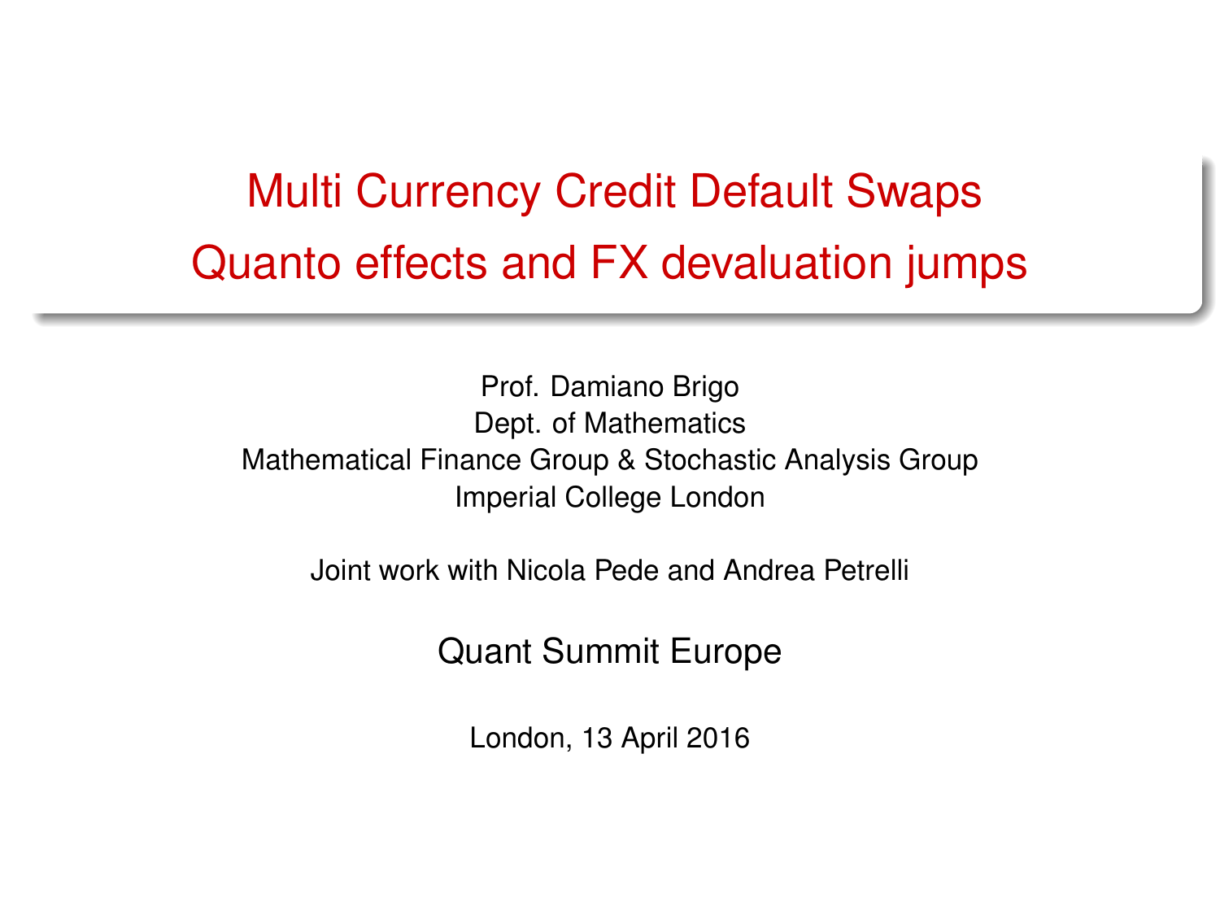# Multi Currency Credit Default Swaps
# Quanto effects and FX devaluation jumps

Prof. Damiano Brigo
Dept. of Mathematics
Mathematical Finance Group & Stochastic Analysis Group
Imperial College London

Joint work with Nicola Pede and Andrea Petrelli

Quant Summit Europe

London, 13 April 2016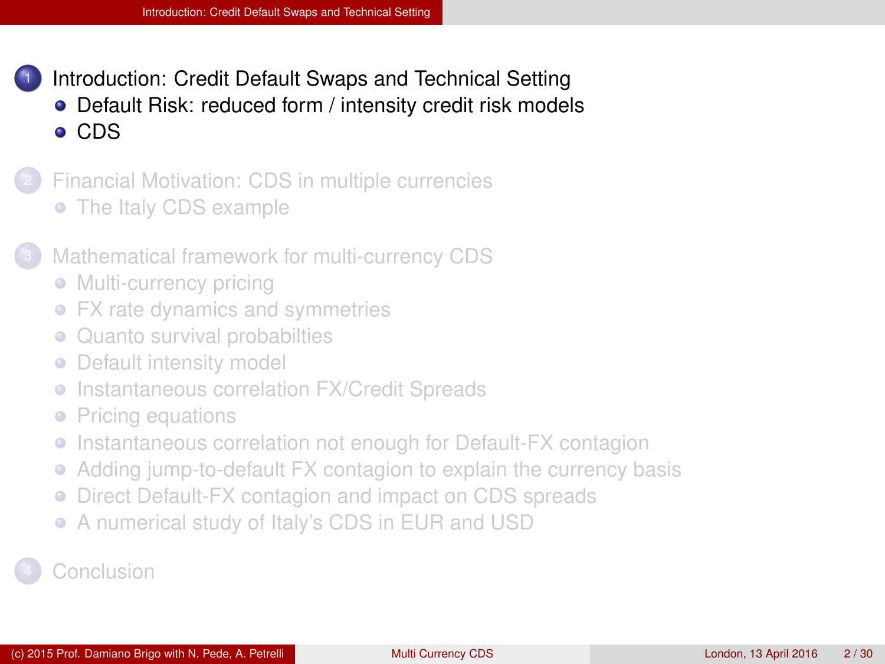1. Introduction: Credit Default Swaps and Technical Setting
   - Default Risk: reduced form / intensity credit risk models
   - CDS
2. Financial Motivation: CDS in multiple currencies
   - The Italy CDS example
3. Mathematical framework for multi-currency CDS
   - Multi-currency pricing
   - FX rate dynamics and symmetries
   - Quanto survival probabilties
   - Default intensity model
   - Instantaneous correlation FX/Credit Spreads
   - Pricing equations
   - Instantaneous correlation not enough for Default-FX contagion
   - Adding jump-to-default FX contagion to explain the currency basis
   - Direct Default-FX contagion and impact on CDS spreads
   - A numerical study of Italy's CDS in EUR and USD
4. Conclusion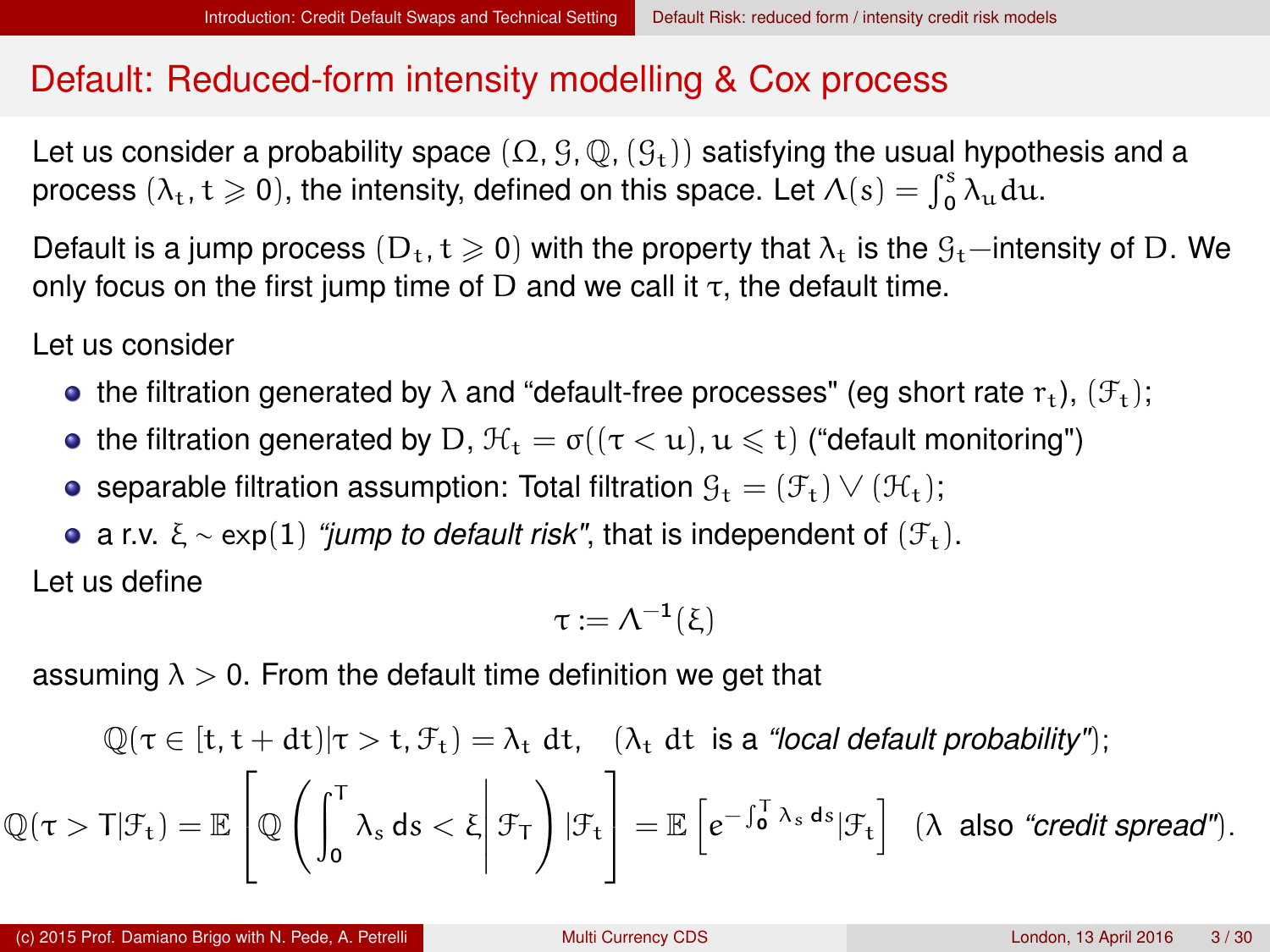# Default: Reduced-form intensity modelling & Cox process

Let us consider a probability space $(\Omega, \mathcal{G}, \mathbb{Q}, (\mathcal{G}_t))$ satisfying the usual hypothesis and a process $(\lambda_t, t \geqslant 0)$, the intensity, defined on this space. Let $\Lambda(s) = \int_0^s \lambda_u du$.

Default is a jump process $(D_t, t \geqslant 0)$ with the property that $\lambda_t$ is the $\mathcal{G}_t-$intensity of $D$. We only focus on the first jump time of $D$ and we call it $\tau$, the default time.

Let us consider

- the filtration generated by $\lambda$ and "default-free processes" (eg short rate $r_t$), $(\mathcal{F}_t)$;
- the filtration generated by $D$, $\mathcal{H}_t = \sigma((\tau < u), u \leqslant t)$ ("default monitoring")
- separable filtration assumption: Total filtration $\mathcal{G}_t = (\mathcal{F}_t) \vee (\mathcal{H}_t)$;
- a r.v. $\xi \sim \exp(1)$ *"jump to default risk"*, that is independent of $(\mathcal{F}_t)$.

Let us define

$$\tau := \Lambda^{-1}(\xi)$$

assuming $\lambda > 0$. From the default time definition we get that

$$\mathbb{Q}(\tau \in [t, t + dt) | \tau > t, \mathcal{F}_t) = \lambda_t \ dt, \quad (\lambda_t \ dt \text{ is a } \textit{"local default probability"});$$

$$\mathbb{Q}(\tau > T | \mathcal{F}_t) = \mathbb{E}\left[\mathbb{Q}\left(\int_0^T \lambda_s \, ds < \xi \middle| \mathcal{F}_T\right) | \mathcal{F}_t\right] = \mathbb{E}\left[e^{-\int_0^T \lambda_s \, ds} | \mathcal{F}_t\right] \quad (\lambda \text{ also } \textit{"credit spread"}).$$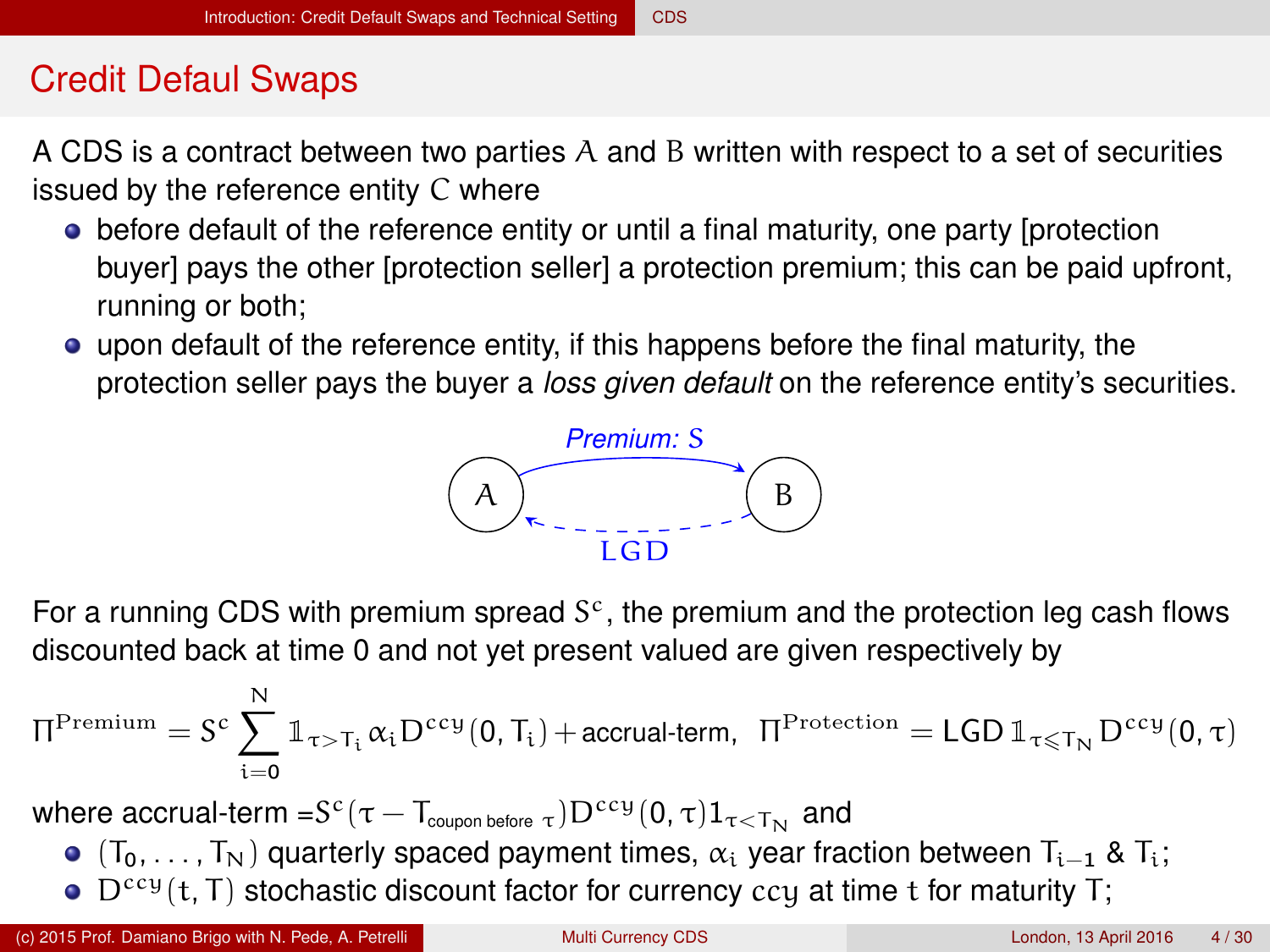# Credit Defaul Swaps

A CDS is a contract between two parties $A$ and $B$ written with respect to a set of securities issued by the reference entity $C$ where

- before default of the reference entity or until a final maturity, one party [protection buyer] pays the other [protection seller] a protection premium; this can be paid upfront, running or both;
- upon default of the reference entity, if this happens before the final maturity, the protection seller pays the buyer a *loss given default* on the reference entity's securities.

*Premium: S*

A → B

LGD

For a running CDS with premium spread $S^c$, the premium and the protection leg cash flows discounted back at time 0 and not yet present valued are given respectively by

$$\Pi^{\text{Premium}} = S^c \sum_{i=0}^{N} \mathbb{1}_{\tau > T_i} \alpha_i D^{ccy}(0, T_i) + \text{accrual-term}, \quad \Pi^{\text{Protection}} = \text{LGD}\, \mathbb{1}_{\tau \leqslant T_N} D^{ccy}(0, \tau)$$

where accrual-term $= S^c(\tau - T_{\text{coupon before } \tau}) D^{ccy}(0, \tau) 1_{\tau < T_N}$ and

- $(T_0, \ldots, T_N)$ quarterly spaced payment times, $\alpha_i$ year fraction between $T_{i-1}$ & $T_i$;
- $D^{ccy}(t, T)$ stochastic discount factor for currency $ccy$ at time $t$ for maturity $T$;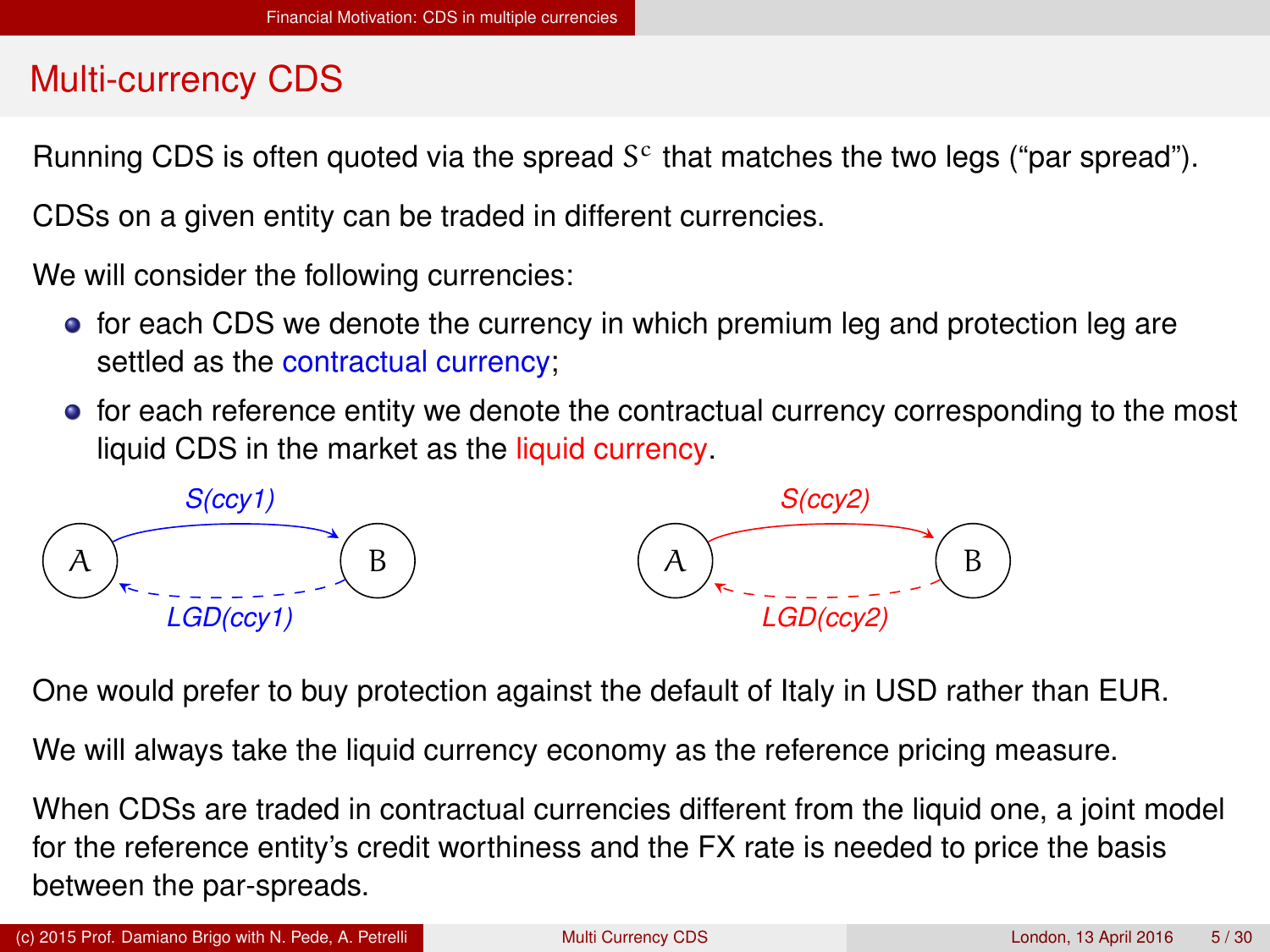# Multi-currency CDS

Running CDS is often quoted via the spread $S^c$ that matches the two legs ("par spread").

CDSs on a given entity can be traded in different currencies.

We will consider the following currencies:

- for each CDS we denote the currency in which premium leg and protection leg are settled as the contractual currency;
- for each reference entity we denote the contractual currency corresponding to the most liquid CDS in the market as the liquid currency.

S(ccy1)

A → B

LGD(ccy1)

S(ccy2)

A → B

LGD(ccy2)

One would prefer to buy protection against the default of Italy in USD rather than EUR.

We will always take the liquid currency economy as the reference pricing measure.

When CDSs are traded in contractual currencies different from the liquid one, a joint model for the reference entity's credit worthiness and the FX rate is needed to price the basis between the par-spreads.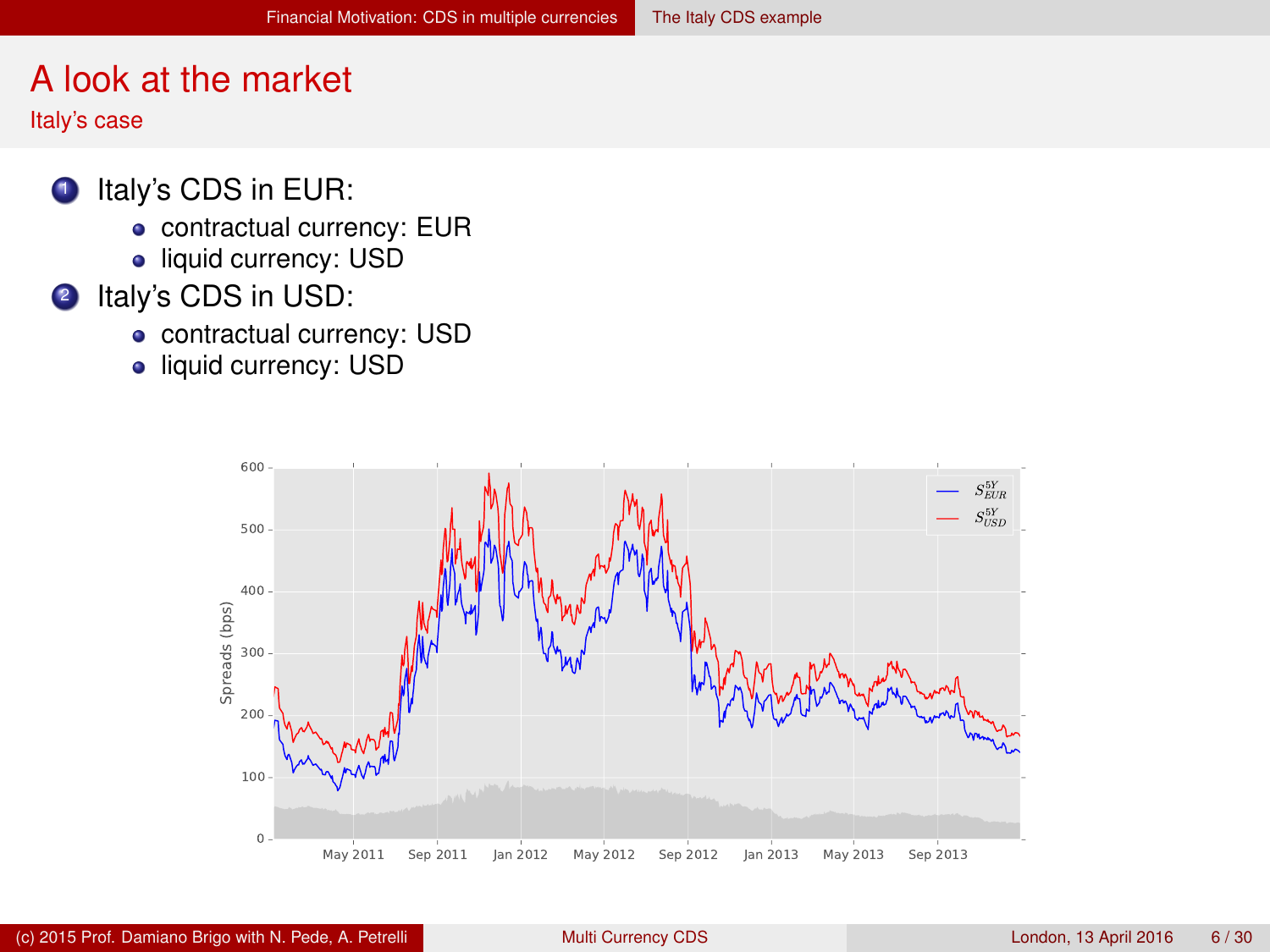# A look at the market

## Italy's case

1. Italy's CDS in EUR:
   - contractual currency: EUR
   - liquid currency: USD
2. Italy's CDS in USD:
   - contractual currency: USD
   - liquid currency: USD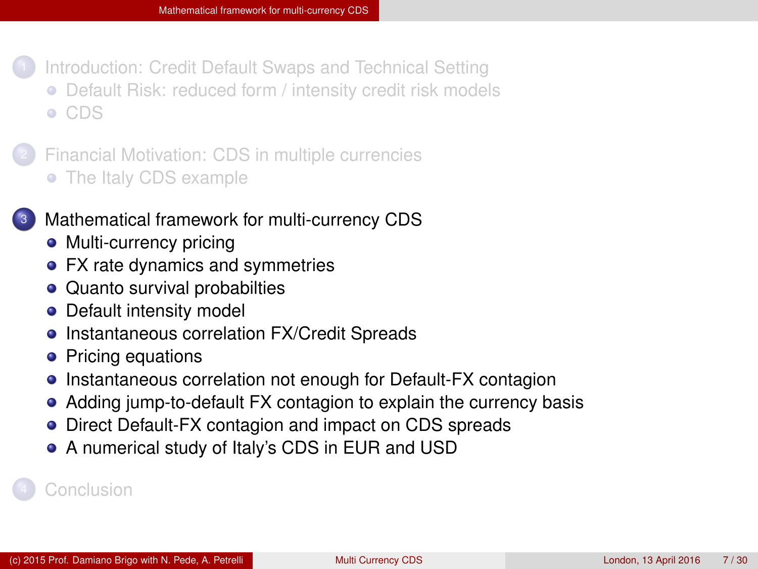1. Introduction: Credit Default Swaps and Technical Setting
   - Default Risk: reduced form / intensity credit risk models
   - CDS
2. Financial Motivation: CDS in multiple currencies
   - The Italy CDS example
3. Mathematical framework for multi-currency CDS
   - Multi-currency pricing
   - FX rate dynamics and symmetries
   - Quanto survival probabilties
   - Default intensity model
   - Instantaneous correlation FX/Credit Spreads
   - Pricing equations
   - Instantaneous correlation not enough for Default-FX contagion
   - Adding jump-to-default FX contagion to explain the currency basis
   - Direct Default-FX contagion and impact on CDS spreads
   - A numerical study of Italy's CDS in EUR and USD
4. Conclusion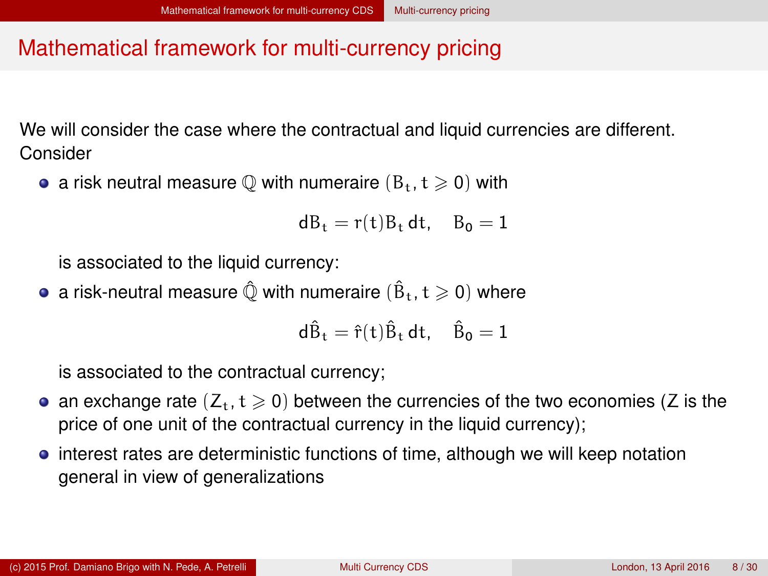# Mathematical framework for multi-currency pricing

We will consider the case where the contractual and liquid currencies are different. Consider

- a risk neutral measure $\mathbb{Q}$ with numeraire $(B_t, t \geqslant 0)$ with

  $$dB_t = r(t)B_t\,dt, \quad B_0 = 1$$

  is associated to the liquid currency:
- a risk-neutral measure $\hat{\mathbb{Q}}$ with numeraire $(\hat{B}_t, t \geqslant 0)$ where

  $$d\hat{B}_t = \hat{r}(t)\hat{B}_t\,dt, \quad \hat{B}_0 = 1$$

  is associated to the contractual currency;
- an exchange rate $(Z_t, t \geqslant 0)$ between the currencies of the two economies ($Z$ is the price of one unit of the contractual currency in the liquid currency);
- interest rates are deterministic functions of time, although we will keep notation general in view of generalizations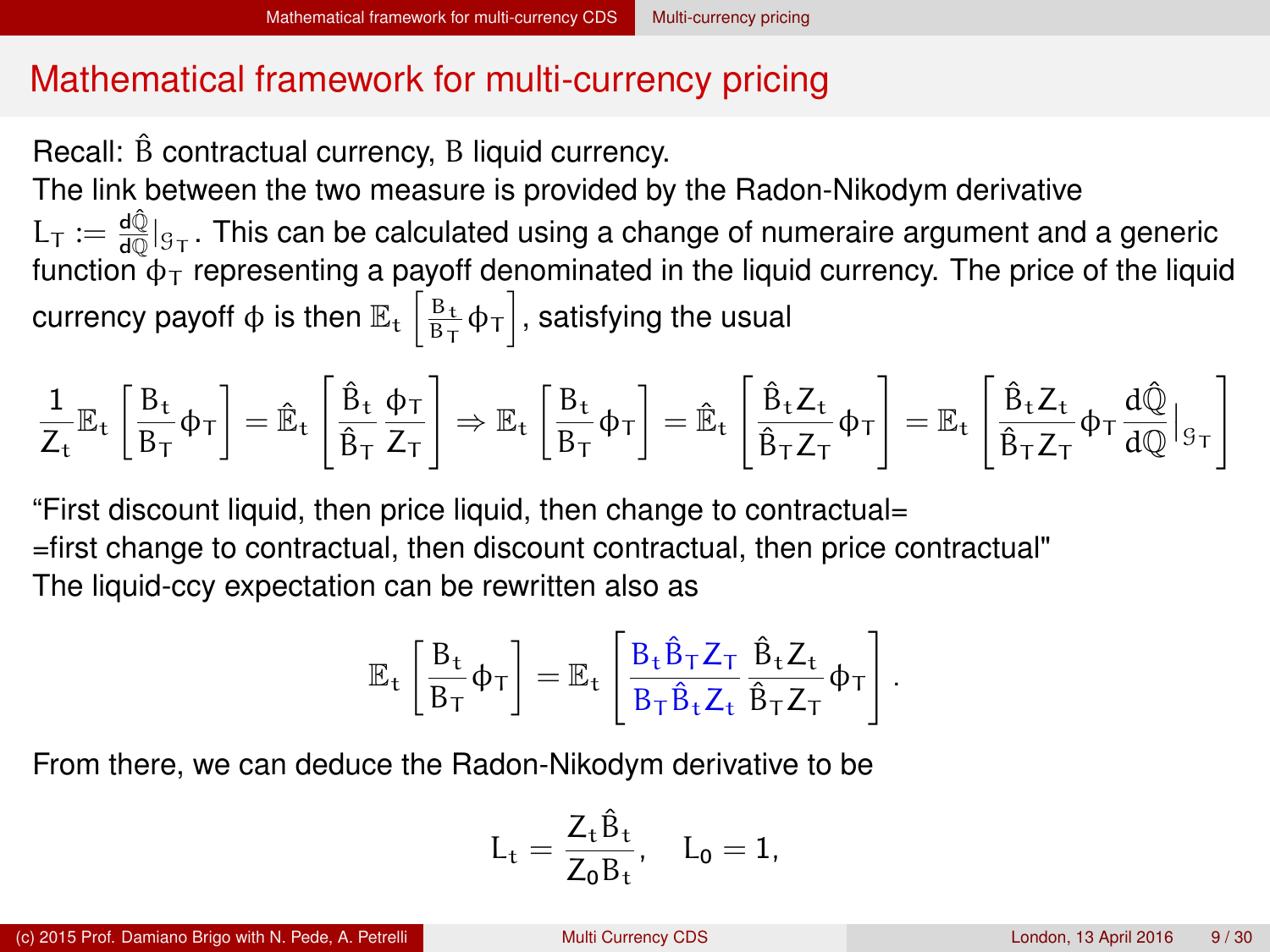# Mathematical framework for multi-currency pricing

Recall: $\hat{B}$ contractual currency, $B$ liquid currency.

The link between the two measure is provided by the Radon-Nikodym derivative $L_T := \frac{d\hat{\mathbb{Q}}}{d\mathbb{Q}}|_{\mathcal{G}_T}$. This can be calculated using a change of numeraire argument and a generic function $\phi_T$ representing a payoff denominated in the liquid currency. The price of the liquid currency payoff $\phi$ is then $\mathbb{E}_t\left[\frac{B_t}{B_T}\phi_T\right]$, satisfying the usual

$$\frac{1}{Z_t}\mathbb{E}_t\left[\frac{B_t}{B_T}\phi_T\right] = \hat{\mathbb{E}}_t\left[\frac{\hat{B}_t}{\hat{B}_T}\frac{\phi_T}{Z_T}\right] \Rightarrow \mathbb{E}_t\left[\frac{B_t}{B_T}\phi_T\right] = \hat{\mathbb{E}}_t\left[\frac{\hat{B}_t Z_t}{\hat{B}_T Z_T}\phi_T\right] = \mathbb{E}_t\left[\frac{\hat{B}_t Z_t}{\hat{B}_T Z_T}\phi_T \frac{d\hat{\mathbb{Q}}}{d\mathbb{Q}}|_{\mathcal{G}_T}\right]$$

"First discount liquid, then price liquid, then change to contractual=
=first change to contractual, then discount contractual, then price contractual"

The liquid-ccy expectation can be rewritten also as

$$\mathbb{E}_t\left[\frac{B_t}{B_T}\phi_T\right] = \mathbb{E}_t\left[\frac{B_t \hat{B}_T Z_T}{B_T \hat{B}_t Z_t}\frac{\hat{B}_t Z_t}{\hat{B}_T Z_T}\phi_T\right].$$

From there, we can deduce the Radon-Nikodym derivative to be

$$L_t = \frac{Z_t \hat{B}_t}{Z_0 B_t}, \quad L_0 = 1,$$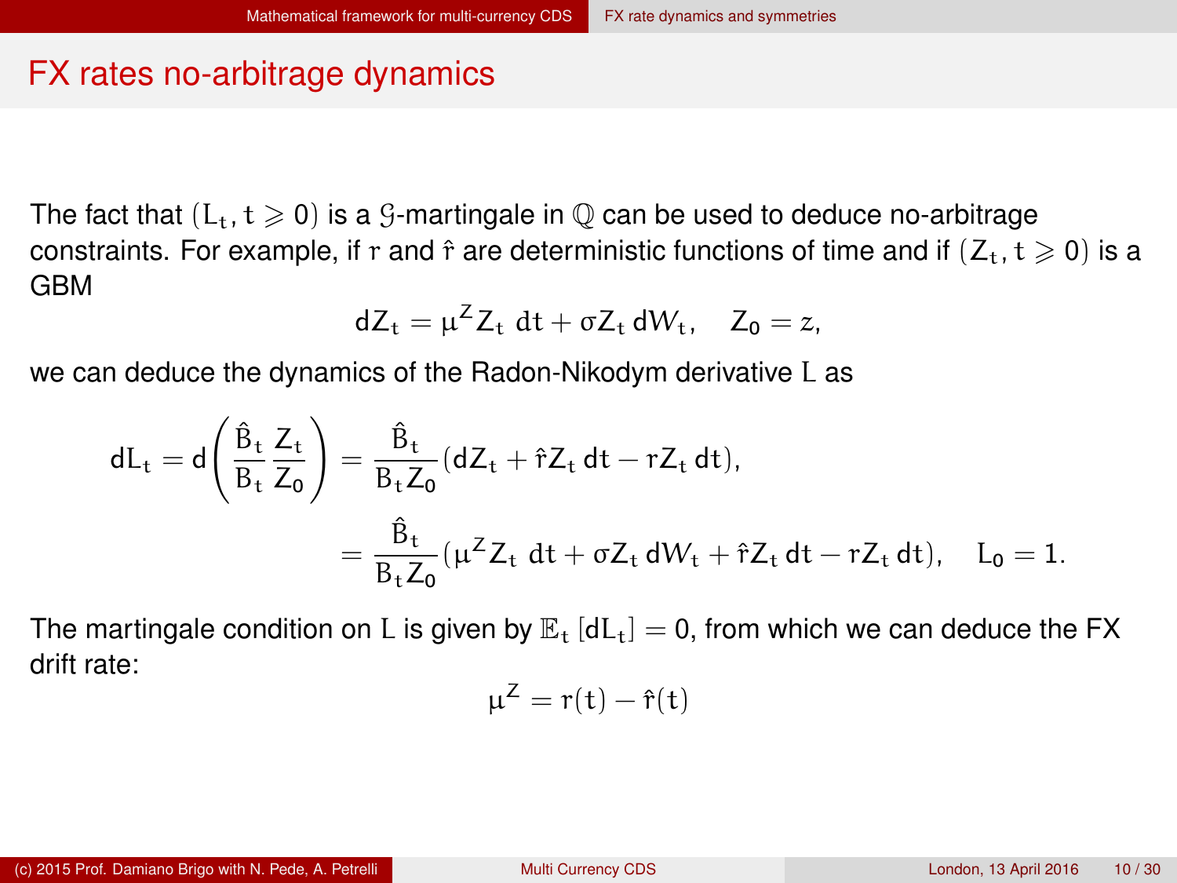# FX rates no-arbitrage dynamics

The fact that $(L_t, t \geqslant 0)$ is a $\mathcal{G}$-martingale in $\mathbb{Q}$ can be used to deduce no-arbitrage constraints. For example, if $r$ and $\hat{r}$ are deterministic functions of time and if $(Z_t, t \geqslant 0)$ is a GBM

$$dZ_t = \mu^Z Z_t \, dt + \sigma Z_t \, dW_t, \quad Z_0 = z,$$

we can deduce the dynamics of the Radon-Nikodym derivative $L$ as

$$\begin{aligned} dL_t = d\left(\frac{\hat{B}_t}{B_t} \frac{Z_t}{Z_0}\right) &= \frac{\hat{B}_t}{B_t Z_0}(dZ_t + \hat{r} Z_t \, dt - r Z_t \, dt), \\ &= \frac{\hat{B}_t}{B_t Z_0}(\mu^Z Z_t \, dt + \sigma Z_t \, dW_t + \hat{r} Z_t \, dt - r Z_t \, dt), \quad L_0 = 1. \end{aligned}$$

The martingale condition on $L$ is given by $\mathbb{E}_t \left[dL_t\right] = 0$, from which we can deduce the FX drift rate:

$$\mu^Z = r(t) - \hat{r}(t)$$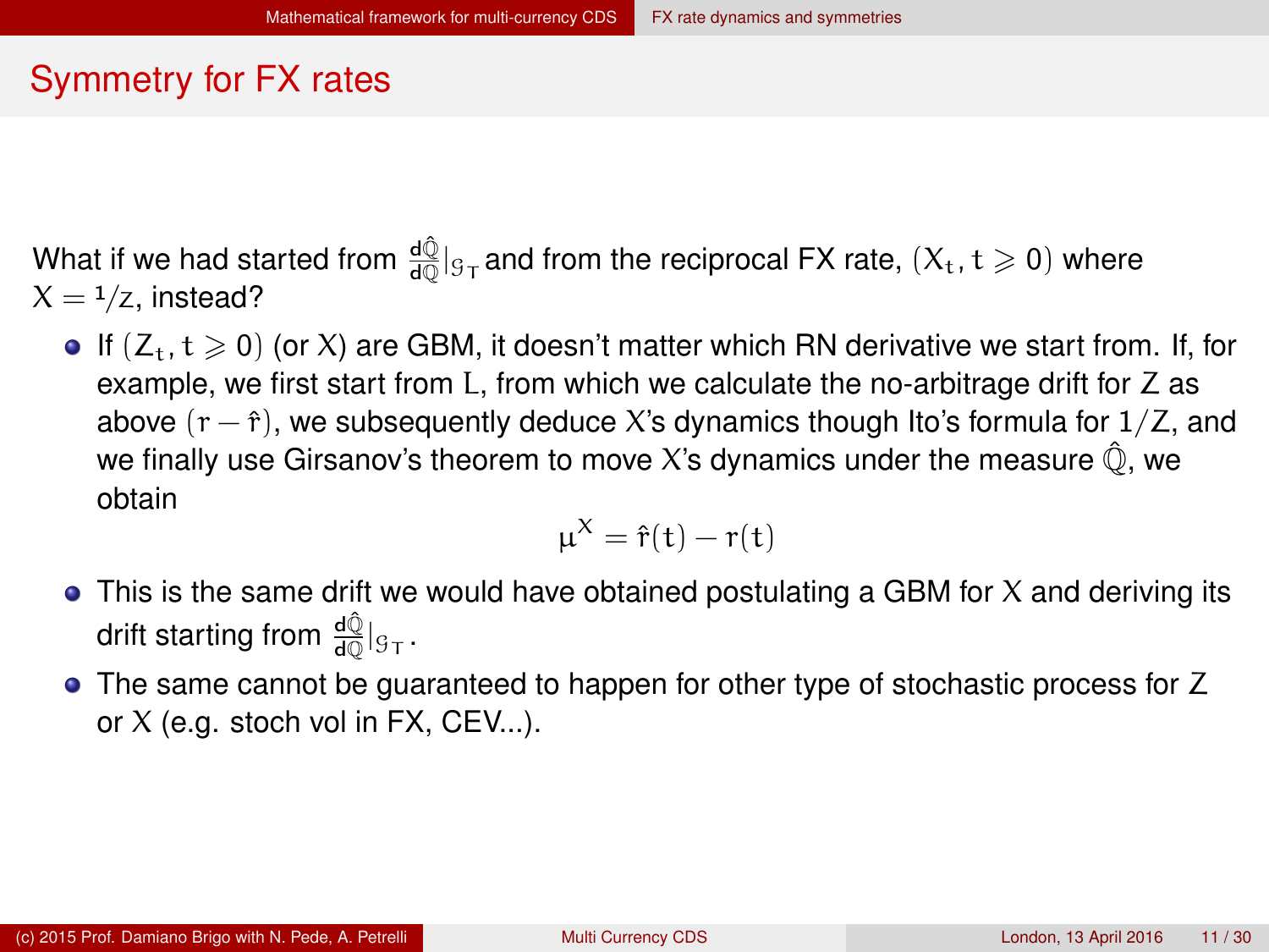# Symmetry for FX rates

What if we had started from $\frac{d\hat{\mathbb{Q}}}{d\mathbb{Q}}|_{\mathcal{G}_T}$ and from the reciprocal FX rate, $(X_t, t \geqslant 0)$ where $X = {}^1/_Z$, instead?

- If $(Z_t, t \geqslant 0)$ (or $X$) are GBM, it doesn't matter which RN derivative we start from. If, for example, we first start from $L$, from which we calculate the no-arbitrage drift for $Z$ as above $(r - \hat{r})$, we subsequently deduce $X$'s dynamics though Ito's formula for $1/Z$, and we finally use Girsanov's theorem to move $X$'s dynamics under the measure $\hat{\mathbb{Q}}$, we obtain

$$\mu^X = \hat{r}(t) - r(t)$$

- This is the same drift we would have obtained postulating a GBM for $X$ and deriving its drift starting from $\frac{d\hat{\mathbb{Q}}}{d\mathbb{Q}}|_{\mathcal{G}_T}$.
- The same cannot be guaranteed to happen for other type of stochastic process for $Z$ or $X$ (e.g. stoch vol in FX, CEV...).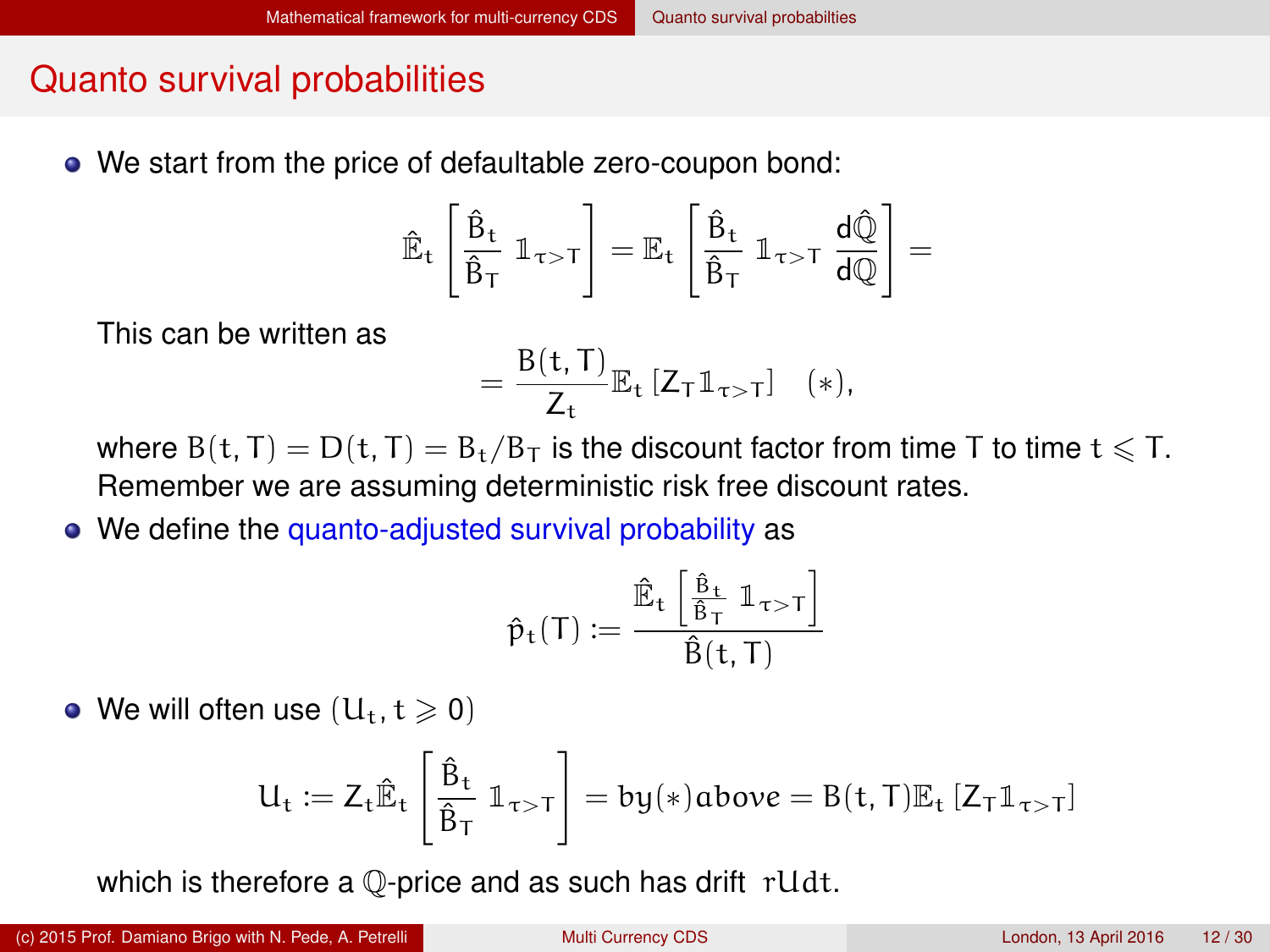## Quanto survival probabilities

- We start from the price of defaultable zero-coupon bond:

$$\hat{\mathbb{E}}_t\left[\frac{\hat{B}_t}{\hat{B}_T}\,\mathbb{1}_{\tau>T}\right] = \mathbb{E}_t\left[\frac{\hat{B}_t}{\hat{B}_T}\,\mathbb{1}_{\tau>T}\,\frac{d\hat{\mathbb{Q}}}{d\mathbb{Q}}\right] =$$

  This can be written as

$$= \frac{B(t,T)}{Z_t}\mathbb{E}_t\left[Z_T \mathbb{1}_{\tau>T}\right] \quad (*),$$

  where $B(t,T) = D(t,T) = B_t/B_T$ is the discount factor from time T to time $t \leqslant T$. Remember we are assuming deterministic risk free discount rates.

- We define the quanto-adjusted survival probability as

$$\hat{p}_t(T) := \frac{\hat{\mathbb{E}}_t\left[\frac{\hat{B}_t}{\hat{B}_T}\,\mathbb{1}_{\tau>T}\right]}{\hat{B}(t,T)}$$

- We will often use $(U_t, t \geqslant 0)$

$$U_t := Z_t \hat{\mathbb{E}}_t\left[\frac{\hat{B}_t}{\hat{B}_T}\,\mathbb{1}_{\tau>T}\right] = by (*) above = B(t,T)\mathbb{E}_t\left[Z_T \mathbb{1}_{\tau>T}\right]$$

  which is therefore a $\mathbb{Q}$-price and as such has drift $rU dt$.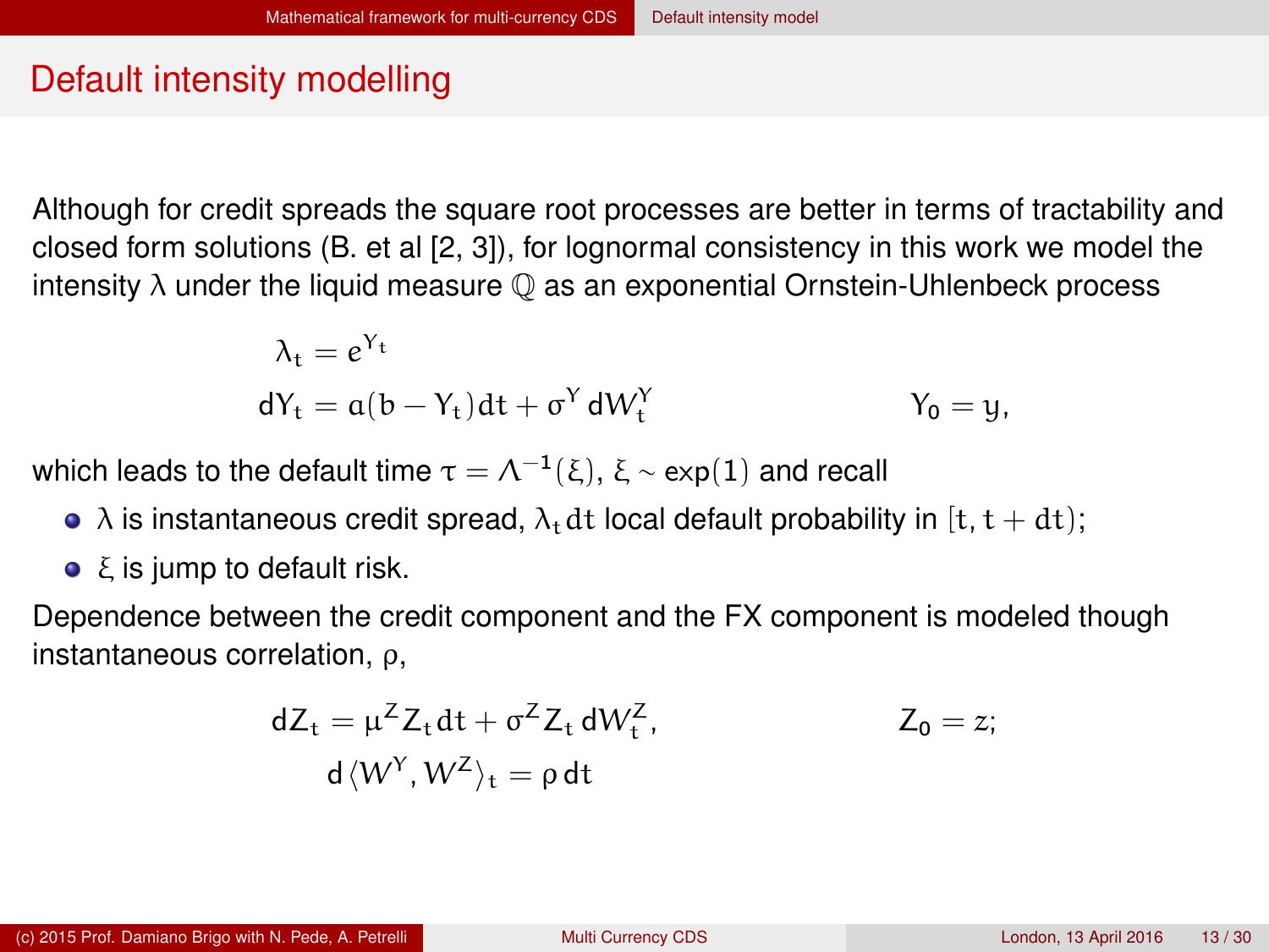# Default intensity modelling

Although for credit spreads the square root processes are better in terms of tractability and closed form solutions (B. et al [2, 3]), for lognormal consistency in this work we model the intensity $\lambda$ under the liquid measure $\mathbb{Q}$ as an exponential Ornstein-Uhlenbeck process

$$\lambda_t = e^{Y_t}$$

$$dY_t = a(b - Y_t)dt + \sigma^Y dW_t^Y \qquad\qquad Y_0 = y,$$

which leads to the default time $\tau = \Lambda^{-1}(\xi)$, $\xi \sim \exp(1)$ and recall

- $\lambda$ is instantaneous credit spread, $\lambda_t dt$ local default probability in $[t, t + dt)$;
- $\xi$ is jump to default risk.

Dependence between the credit component and the FX component is modeled though instantaneous correlation, $\rho$,

$$dZ_t = \mu^Z Z_t dt + \sigma^Z Z_t dW_t^Z, \qquad\qquad Z_0 = z;$$

$$d\langle W^Y, W^Z \rangle_t = \rho\, dt$$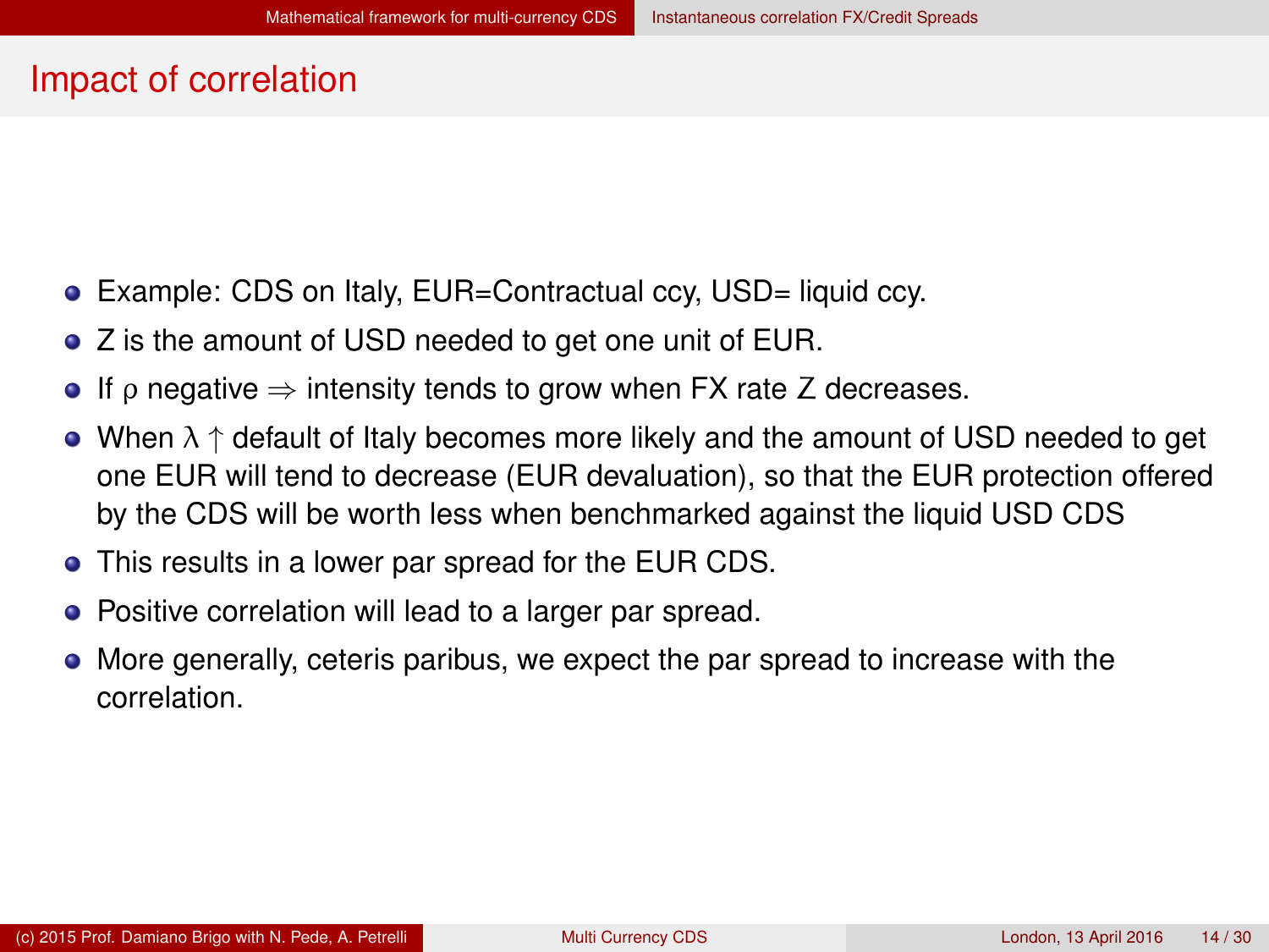## Impact of correlation

- Example: CDS on Italy, EUR=Contractual ccy, USD= liquid ccy.
- $Z$ is the amount of USD needed to get one unit of EUR.
- If $\rho$ negative $\Rightarrow$ intensity tends to grow when FX rate $Z$ decreases.
- When $\lambda \uparrow$ default of Italy becomes more likely and the amount of USD needed to get one EUR will tend to decrease (EUR devaluation), so that the EUR protection offered by the CDS will be worth less when benchmarked against the liquid USD CDS
- This results in a lower par spread for the EUR CDS.
- Positive correlation will lead to a larger par spread.
- More generally, ceteris paribus, we expect the par spread to increase with the correlation.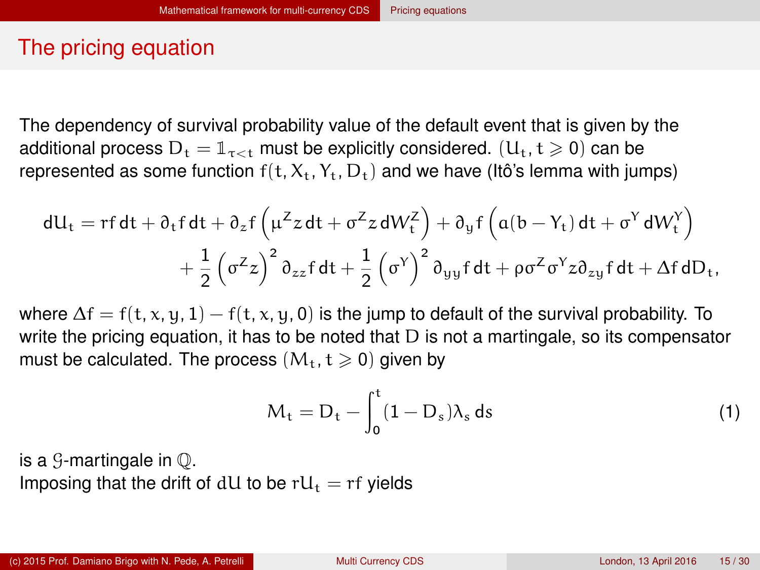## The pricing equation

The dependency of survival probability value of the default event that is given by the additional process $D_t = \mathbb{1}_{\tau < t}$ must be explicitly considered. $(U_t, t \geqslant 0)$ can be represented as some function $f(t, X_t, Y_t, D_t)$ and we have (Itô's lemma with jumps)

$$
\begin{aligned}
dU_t = rf\,dt + \partial_t f\,dt + \partial_z f\left(\mu^Z z\,dt + \sigma^Z z\,dW_t^Z\right) + \partial_y f\left(a(b - Y_t)\,dt + \sigma^Y\,dW_t^Y\right) \\
+ \frac{1}{2}\left(\sigma^Z z\right)^2 \partial_{zz} f\,dt + \frac{1}{2}\left(\sigma^Y\right)^2 \partial_{yy} f\,dt + \rho\sigma^Z\sigma^Y z\partial_{zy} f\,dt + \Delta f\,dD_t,
\end{aligned}
$$

where $\Delta f = f(t, x, y, 1) - f(t, x, y, 0)$ is the jump to default of the survival probability. To write the pricing equation, it has to be noted that $D$ is not a martingale, so its compensator must be calculated. The process $(M_t, t \geqslant 0)$ given by

$$
M_t = D_t - \int_0^t (1 - D_s)\lambda_s\,ds \tag{1}
$$

is a $\mathcal{G}$-martingale in $\mathbb{Q}$.

Imposing that the drift of $dU$ to be $rU_t = rf$ yields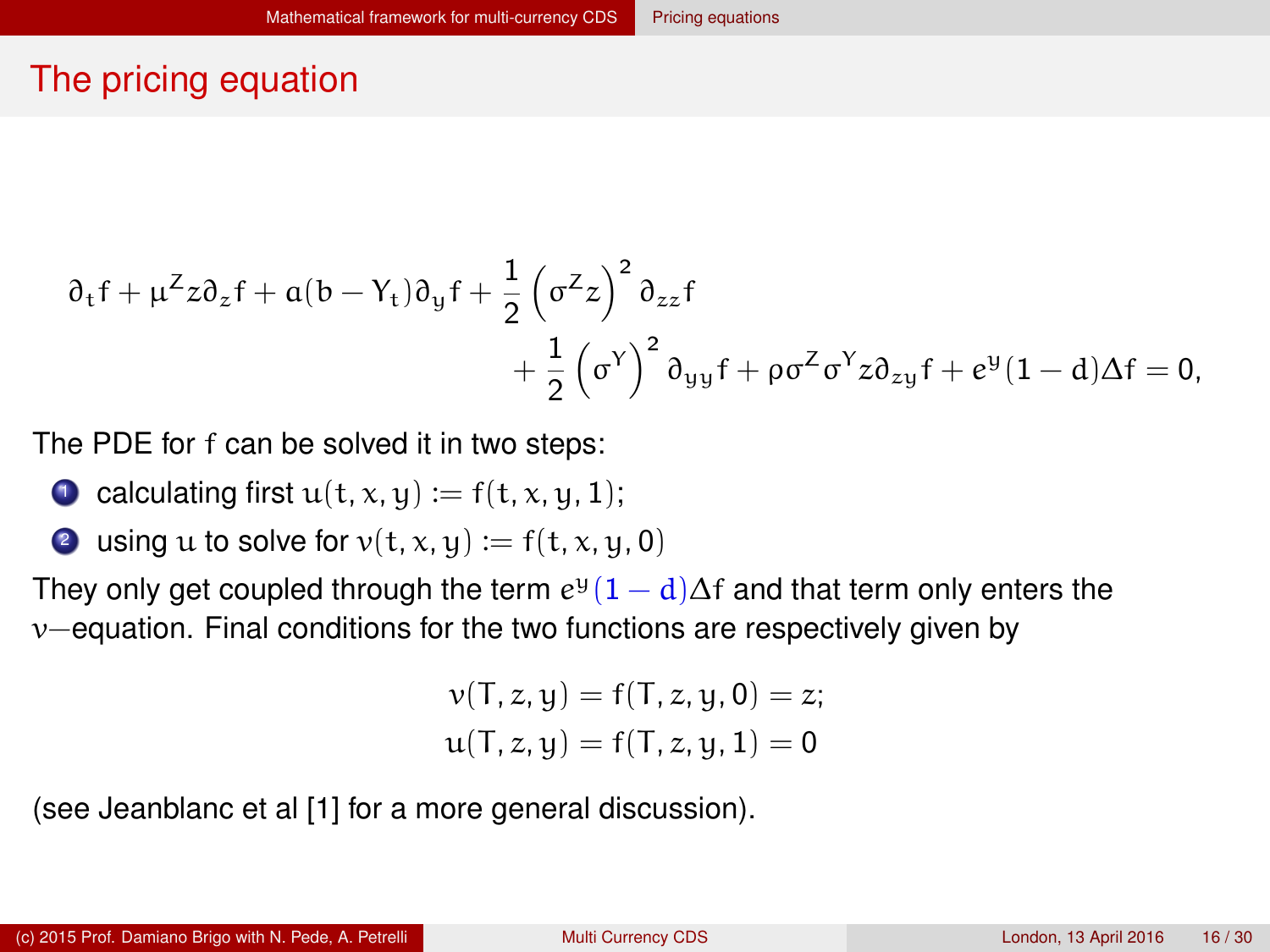# The pricing equation

$$
\partial_t f + \mu^Z z \partial_z f + a(b - Y_t)\partial_y f + \frac{1}{2}\left(\sigma^Z z\right)^2 \partial_{zz} f
+ \frac{1}{2}\left(\sigma^Y\right)^2 \partial_{yy} f + \rho \sigma^Z \sigma^Y z \partial_{zy} f + e^y (1-d)\Delta f = 0,
$$

The PDE for $f$ can be solved it in two steps:

1. calculating first $u(t, x, y) := f(t, x, y, 1)$;
2. using $u$ to solve for $v(t, x, y) := f(t, x, y, 0)$

They only get coupled through the term $e^y(1-d)\Delta f$ and that term only enters the $v-$equation. Final conditions for the two functions are respectively given by

$$
v(T, z, y) = f(T, z, y, 0) = z;
$$
$$
u(T, z, y) = f(T, z, y, 1) = 0
$$

(see Jeanblanc et al [1] for a more general discussion).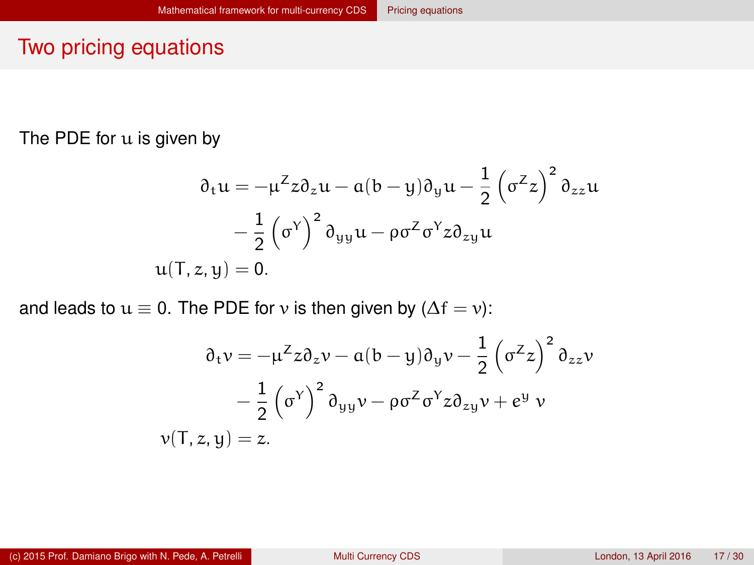# Two pricing equations

The PDE for $u$ is given by

$$
\begin{aligned}
\partial_t u = &-\mu^Z z \partial_z u - a(b-y)\partial_y u - \frac{1}{2}\left(\sigma^Z z\right)^2 \partial_{zz} u \\
&- \frac{1}{2}\left(\sigma^Y\right)^2 \partial_{yy} u - \rho \sigma^Z \sigma^Y z \partial_{zy} u \\
u(T, z, y) = &\ 0.
\end{aligned}
$$

and leads to $u \equiv 0$. The PDE for $v$ is then given by ($\Delta f = v$):

$$
\begin{aligned}
\partial_t v = &-\mu^Z z \partial_z v - a(b-y)\partial_y v - \frac{1}{2}\left(\sigma^Z z\right)^2 \partial_{zz} v \\
&- \frac{1}{2}\left(\sigma^Y\right)^2 \partial_{yy} v - \rho \sigma^Z \sigma^Y z \partial_{zy} v + e^y\, v \\
v(T, z, y) = &\ z.
\end{aligned}
$$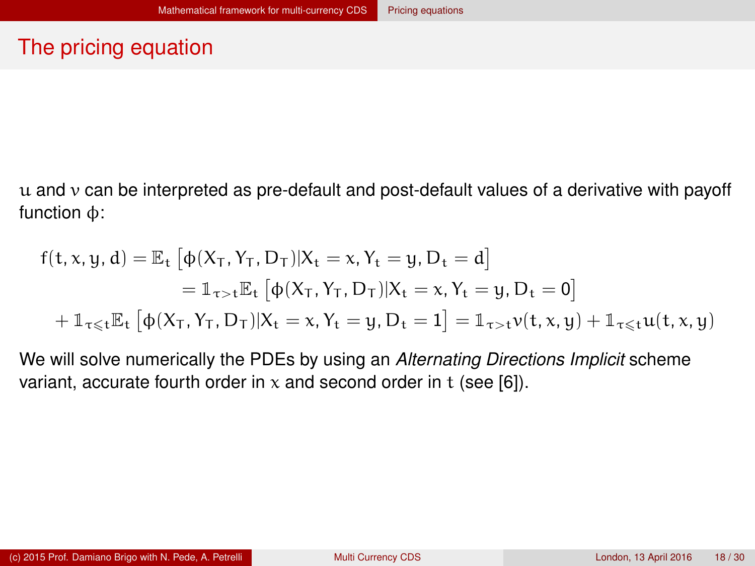# The pricing equation

$u$ and $v$ can be interpreted as pre-default and post-default values of a derivative with payoff function $\phi$:

$$
\begin{aligned}
f(t, x, y, d) &= \mathbb{E}_t \left[ \phi(X_T, Y_T, D_T) | X_t = x, Y_t = y, D_t = d \right] \\
&= \mathbb{1}_{\tau > t} \mathbb{E}_t \left[ \phi(X_T, Y_T, D_T) | X_t = x, Y_t = y, D_t = 0 \right] \\
&+ \mathbb{1}_{\tau \leqslant t} \mathbb{E}_t \left[ \phi(X_T, Y_T, D_T) | X_t = x, Y_t = y, D_t = 1 \right] = \mathbb{1}_{\tau > t} v(t, x, y) + \mathbb{1}_{\tau \leqslant t} u(t, x, y)
\end{aligned}
$$

We will solve numerically the PDEs by using an *Alternating Directions Implicit* scheme variant, accurate fourth order in $x$ and second order in $t$ (see [6]).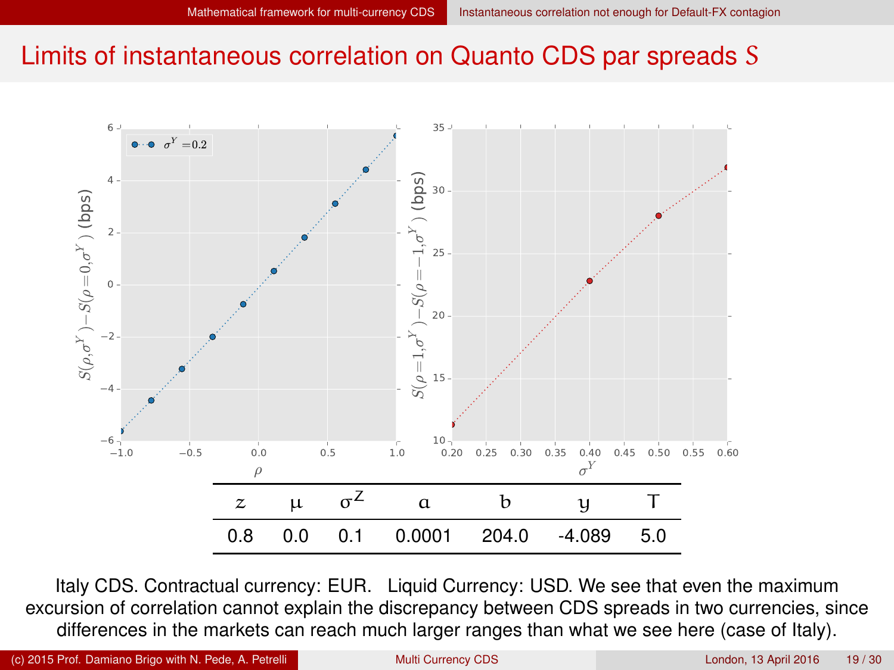## Limits of instantaneous correlation on Quanto CDS par spreads $S$

| $z$ | $\mu$ | $\sigma^Z$ | $a$ | $b$ | $y$ | $T$ |
|---|---|---|---|---|---|---|
| 0.8 | 0.0 | 0.1 | 0.0001 | 204.0 | -4.089 | 5.0 |

Italy CDS. Contractual currency: EUR. Liquid Currency: USD. We see that even the maximum excursion of correlation cannot explain the discrepancy between CDS spreads in two currencies, since differences in the markets can reach much larger ranges than what we see here (case of Italy).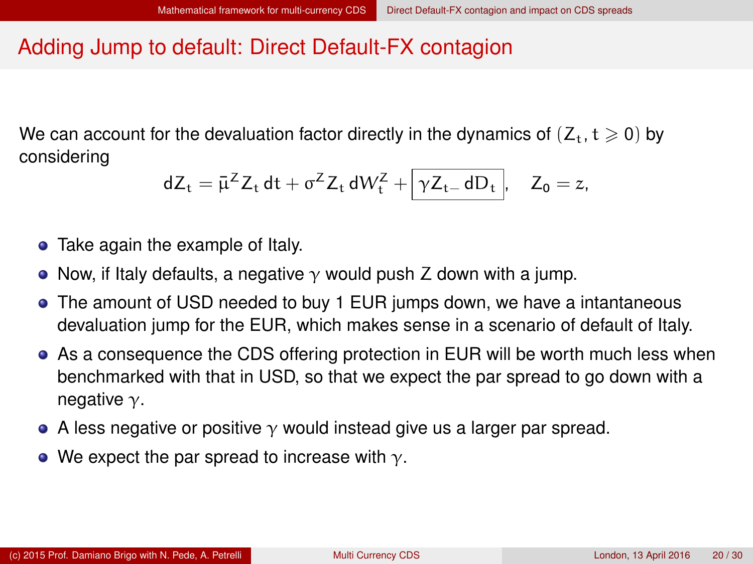# Adding Jump to default: Direct Default-FX contagion

We can account for the devaluation factor directly in the dynamics of $(Z_t, t \geqslant 0)$ by considering

$$dZ_t = \bar{\mu}^Z Z_t \, dt + \sigma^Z Z_t \, dW_t^Z + \boxed{\gamma Z_{t-} \, dD_t}, \quad Z_0 = z,$$

- Take again the example of Italy.
- Now, if Italy defaults, a negative $\gamma$ would push Z down with a jump.
- The amount of USD needed to buy 1 EUR jumps down, we have a intantaneous devaluation jump for the EUR, which makes sense in a scenario of default of Italy.
- As a consequence the CDS offering protection in EUR will be worth much less when benchmarked with that in USD, so that we expect the par spread to go down with a negative $\gamma$.
- A less negative or positive $\gamma$ would instead give us a larger par spread.
- We expect the par spread to increase with $\gamma$.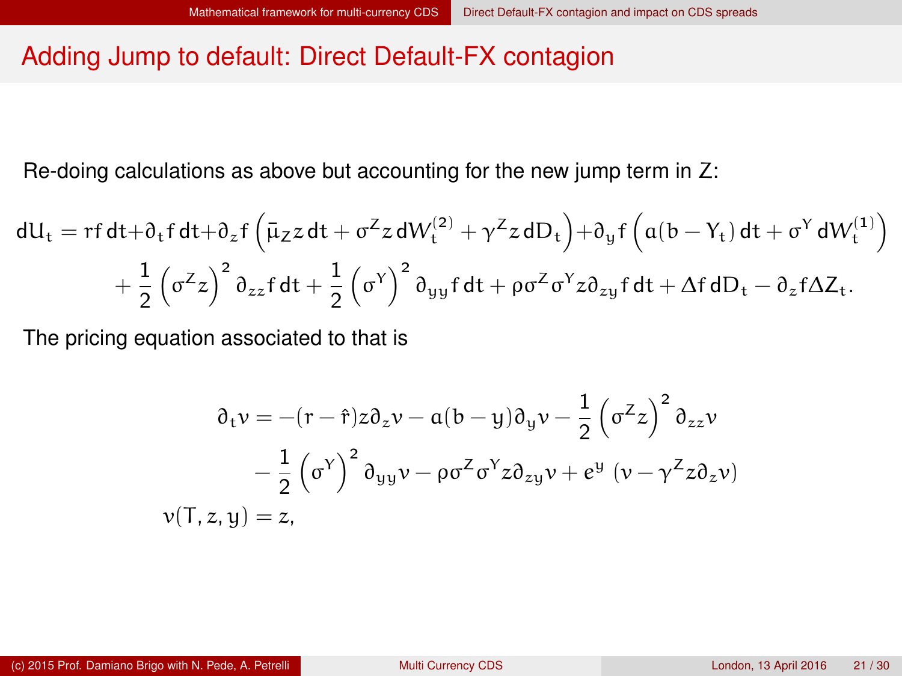# Adding Jump to default: Direct Default-FX contagion

Re-doing calculations as above but accounting for the new jump term in $Z$:

$$
\begin{aligned}
dU_t = rf\,dt + \partial_t f\,dt + \partial_z f\left(\bar{\mu}_Z z\,dt + \sigma^Z z\,dW_t^{(2)} + \gamma^Z z\,dD_t\right) + \partial_y f\left(a(b - Y_t)\,dt + \sigma^Y\,dW_t^{(1)}\right) \\
+ \frac{1}{2}\left(\sigma^Z z\right)^2 \partial_{zz} f\,dt + \frac{1}{2}\left(\sigma^Y\right)^2 \partial_{yy} f\,dt + \rho\sigma^Z\sigma^Y z\partial_{zy} f\,dt + \Delta f\,dD_t - \partial_z f \Delta Z_t.
\end{aligned}
$$

The pricing equation associated to that is

$$
\begin{aligned}
\partial_t v &= -(r - \hat{r}) z \partial_z v - a(b - y)\partial_y v - \frac{1}{2}\left(\sigma^Z z\right)^2 \partial_{zz} v \\
&\quad - \frac{1}{2}\left(\sigma^Y\right)^2 \partial_{yy} v - \rho\sigma^Z\sigma^Y z\partial_{zy} v + e^y\ \left(v - \gamma^Z z\partial_z v\right) \\
v(T, z, y) &= z,
\end{aligned}
$$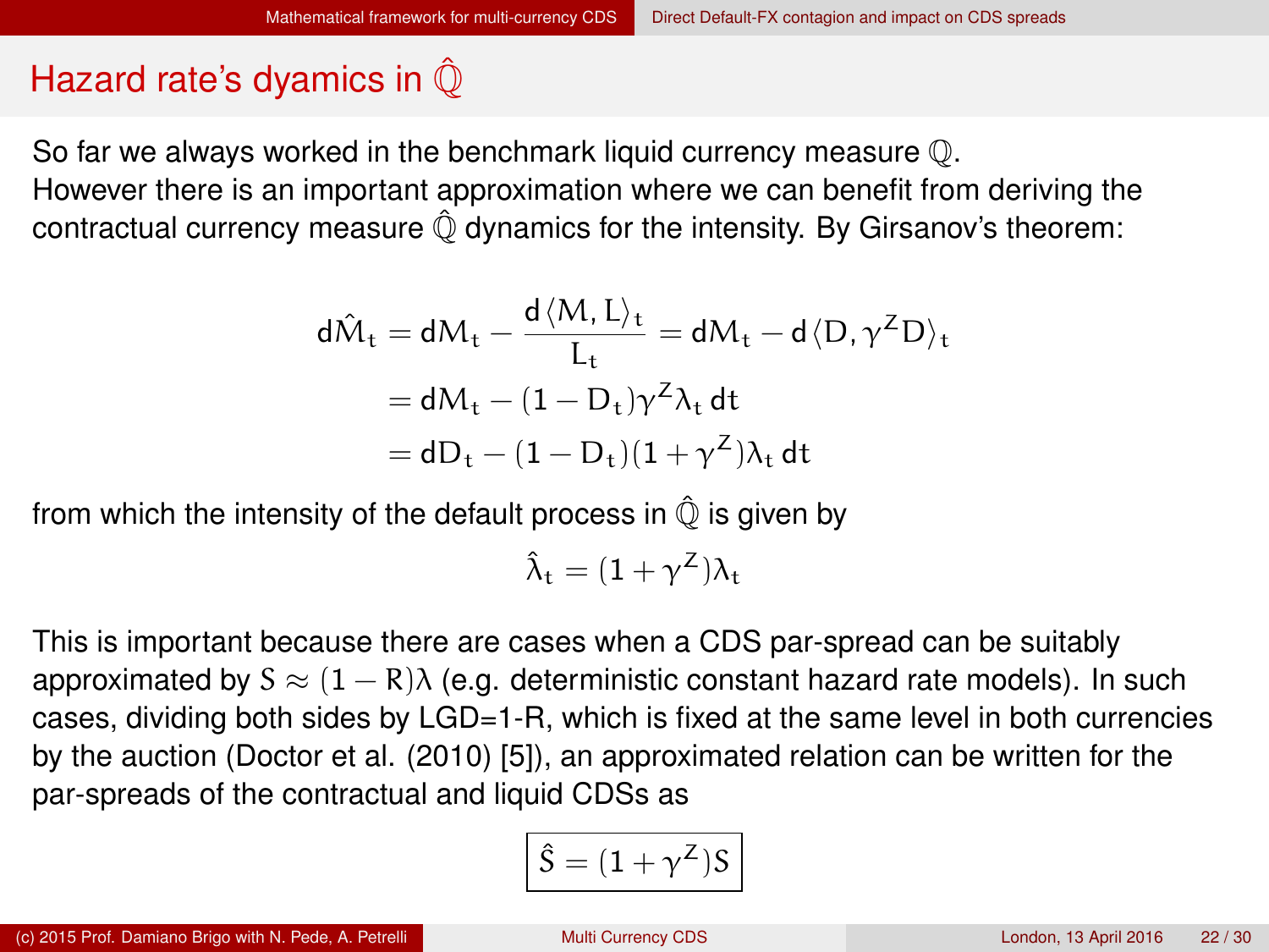## Hazard rate's dyamics in $\hat{\mathbb{Q}}$

So far we always worked in the benchmark liquid currency measure $\mathbb{Q}$.
However there is an important approximation where we can benefit from deriving the contractual currency measure $\hat{\mathbb{Q}}$ dynamics for the intensity. By Girsanov's theorem:

$$
\begin{aligned}
d\hat{M}_t &= dM_t - \frac{d\langle M, L\rangle_t}{L_t} = dM_t - d\langle D, \gamma^Z D\rangle_t \\
&= dM_t - (1 - D_t)\gamma^Z \lambda_t \, dt \\
&= dD_t - (1 - D_t)(1 + \gamma^Z)\lambda_t \, dt
\end{aligned}
$$

from which the intensity of the default process in $\hat{\mathbb{Q}}$ is given by

$$
\hat{\lambda}_t = (1 + \gamma^Z)\lambda_t
$$

This is important because there are cases when a CDS par-spread can be suitably approximated by $S \approx (1 - R)\lambda$ (e.g. deterministic constant hazard rate models). In such cases, dividing both sides by LGD=1-R, which is fixed at the same level in both currencies by the auction (Doctor et al. (2010) [5]), an approximated relation can be written for the par-spreads of the contractual and liquid CDSs as

$$
\boxed{\hat{S} = (1 + \gamma^Z)S}
$$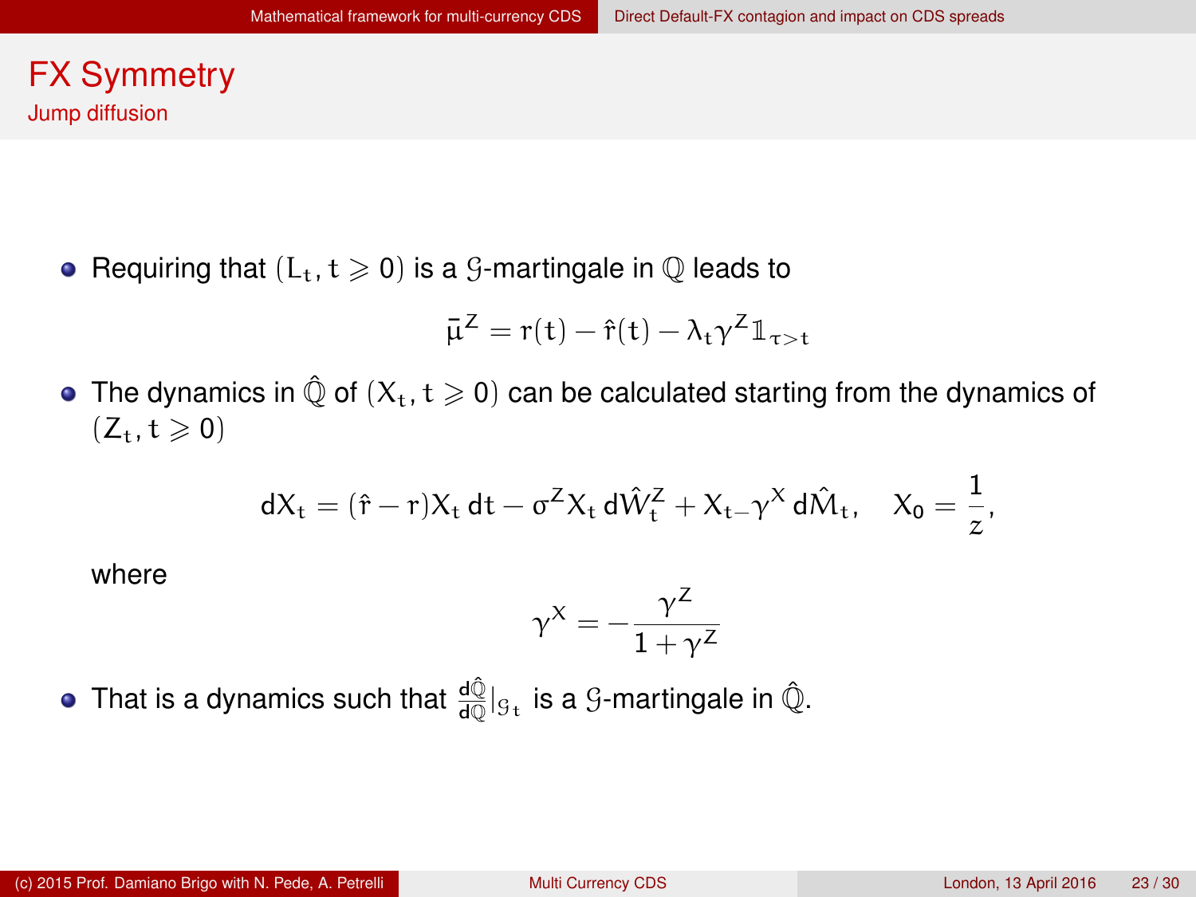# FX Symmetry

## Jump diffusion

- Requiring that $(L_t, t \geqslant 0)$ is a $\mathcal{G}$-martingale in $\mathbb{Q}$ leads to

$$\bar{\mu}^Z = r(t) - \hat{r}(t) - \lambda_t \gamma^Z \mathbb{1}_{\tau > t}$$

- The dynamics in $\hat{\mathbb{Q}}$ of $(X_t, t \geqslant 0)$ can be calculated starting from the dynamics of $(Z_t, t \geqslant 0)$

$$dX_t = (\hat{r} - r) X_t \, dt - \sigma^Z X_t \, d\hat{W}_t^Z + X_{t-} \gamma^X \, d\hat{M}_t, \quad X_0 = \frac{1}{z},$$

  where

$$\gamma^X = -\frac{\gamma^Z}{1 + \gamma^Z}$$

- That is a dynamics such that $\frac{d\hat{\mathbb{Q}}}{d\mathbb{Q}}|_{\mathcal{G}_t}$ is a $\mathcal{G}$-martingale in $\hat{\mathbb{Q}}$.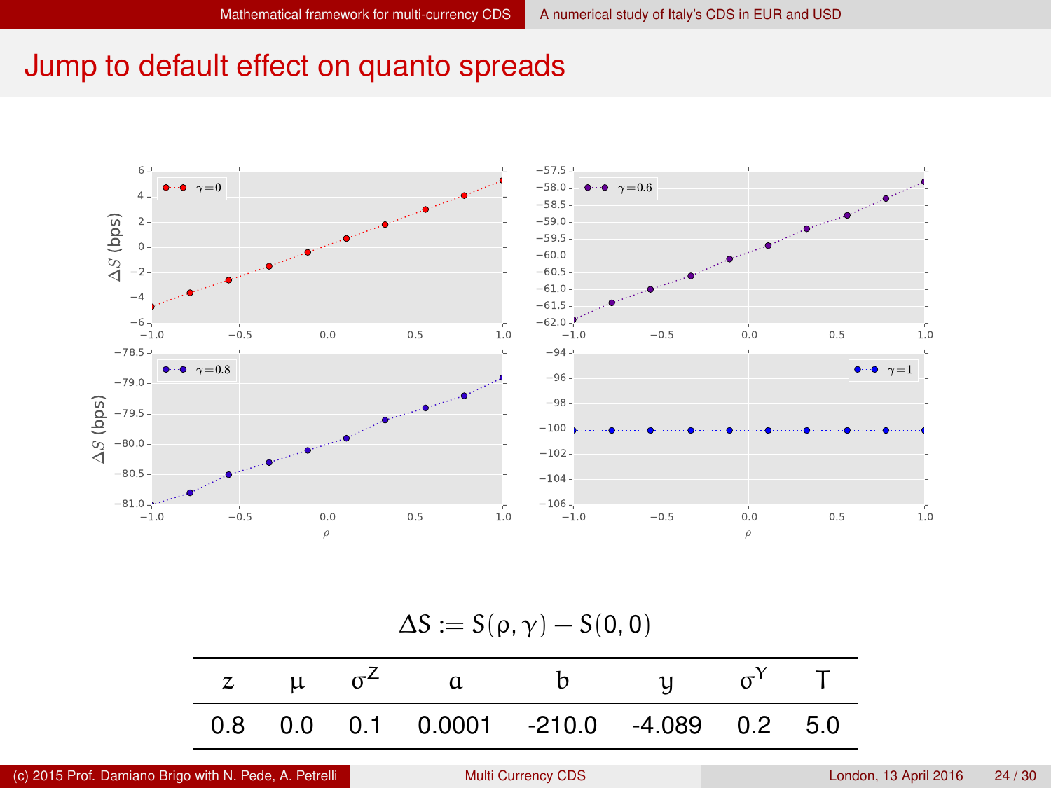# Jump to default effect on quanto spreads

$$\Delta S := S(\rho, \gamma) - S(0, 0)$$

| $z$ | $\mu$ | $\sigma^Z$ | $a$ | $b$ | $y$ | $\sigma^Y$ | $T$ |
|---|---|---|---|---|---|---|---|
| 0.8 | 0.0 | 0.1 | 0.0001 | -210.0 | -4.089 | 0.2 | 5.0 |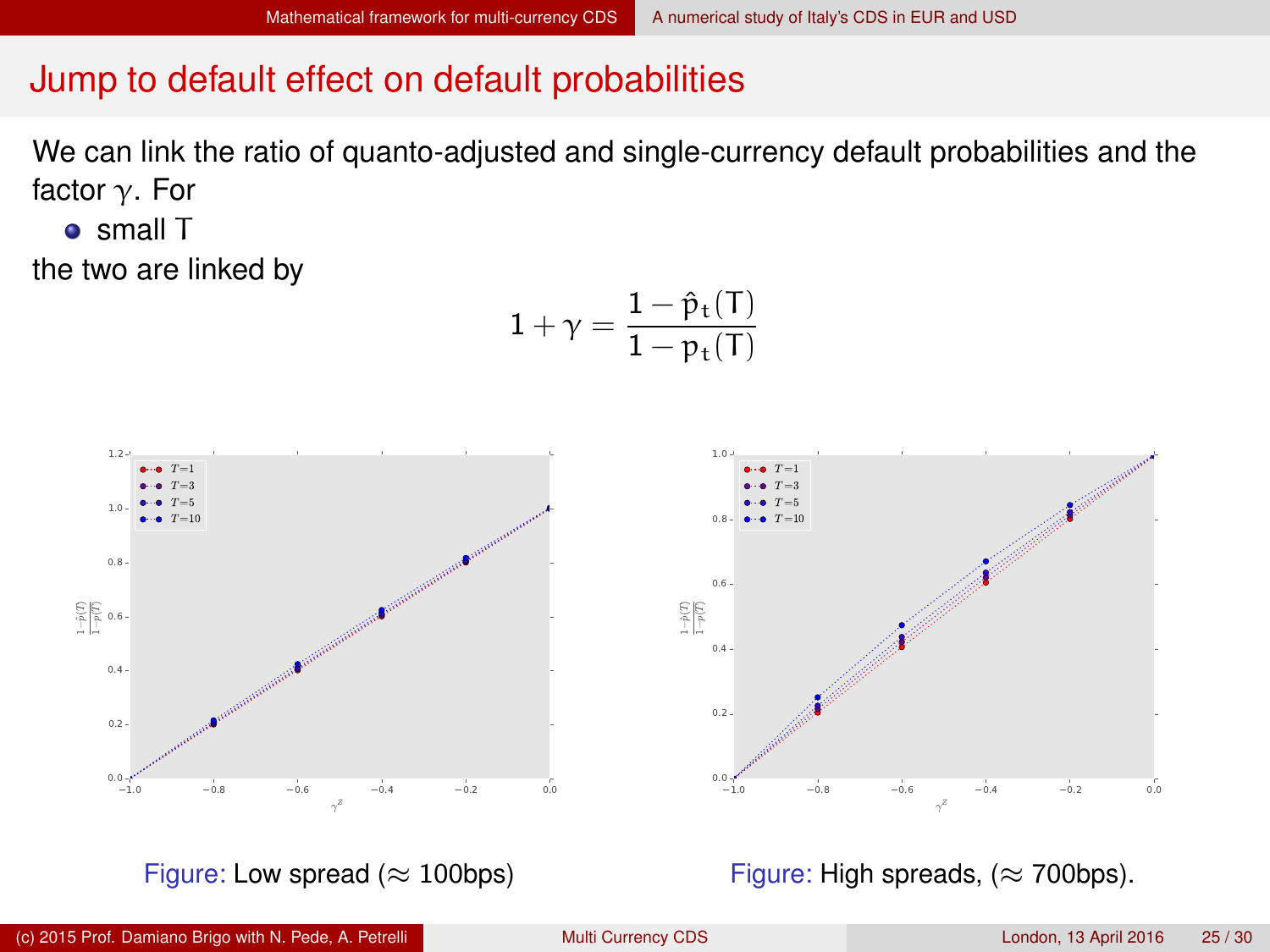## Jump to default effect on default probabilities

We can link the ratio of quanto-adjusted and single-currency default probabilities and the factor $\gamma$. For

- small T

the two are linked by

$$1 + \gamma = \frac{1 - \hat{p}_t(T)}{1 - p_t(T)}$$

Figure: Low spread ($\approx$ 100bps)

Figure: High spreads, ($\approx$ 700bps).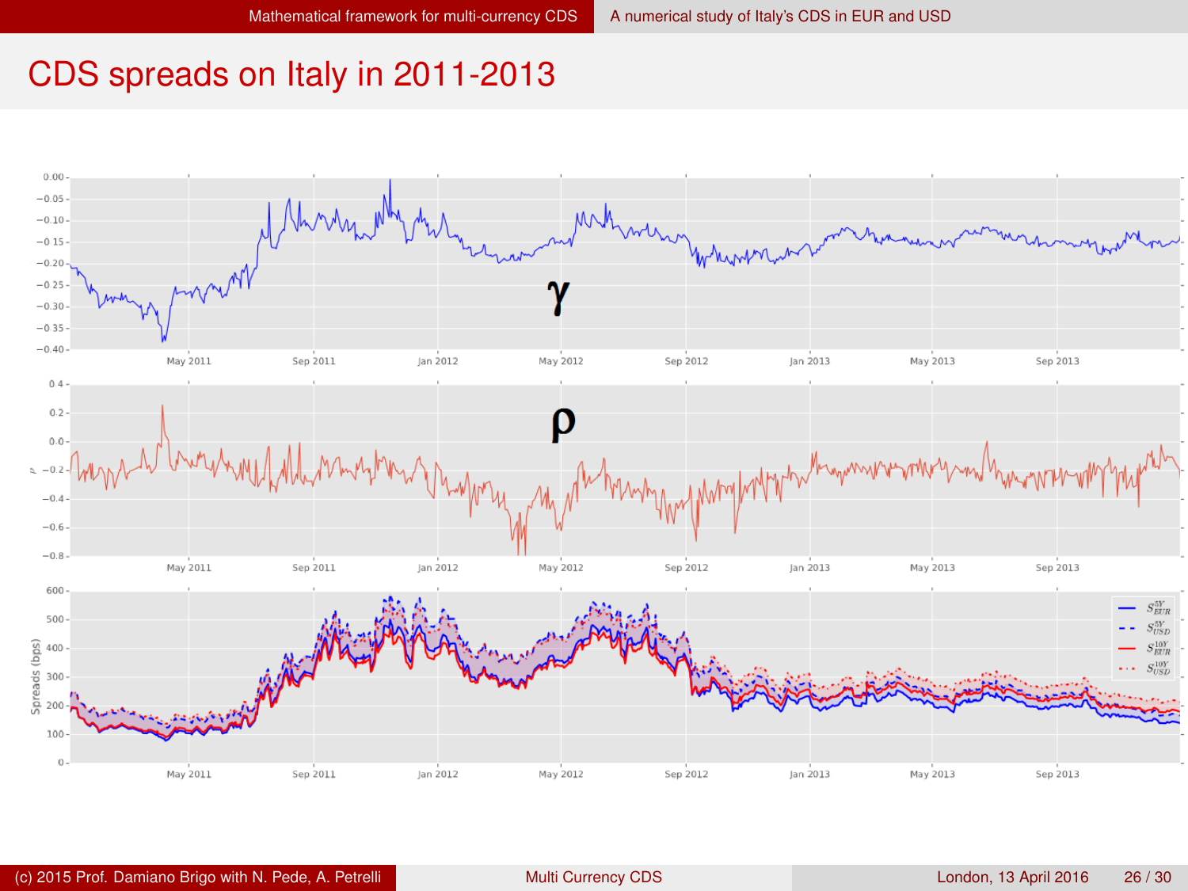# CDS spreads on Italy in 2011-2013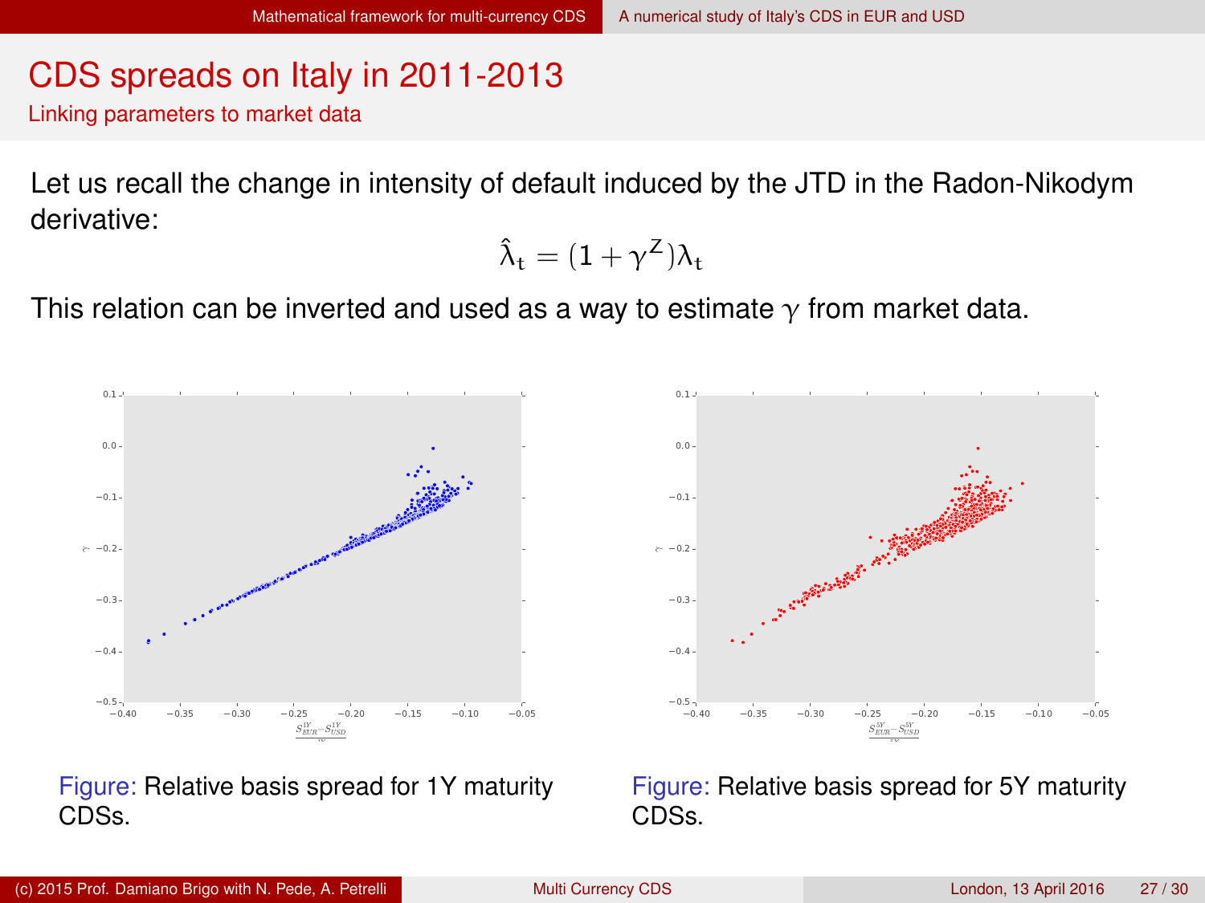# CDS spreads on Italy in 2011-2013

## Linking parameters to market data

Let us recall the change in intensity of default induced by the JTD in the Radon-Nikodym derivative:

$$\hat{\lambda}_t = (1 + \gamma^Z)\lambda_t$$

This relation can be inverted and used as a way to estimate $\gamma$ from market data.

Figure: Relative basis spread for 1Y maturity CDSs.

Figure: Relative basis spread for 5Y maturity CDSs.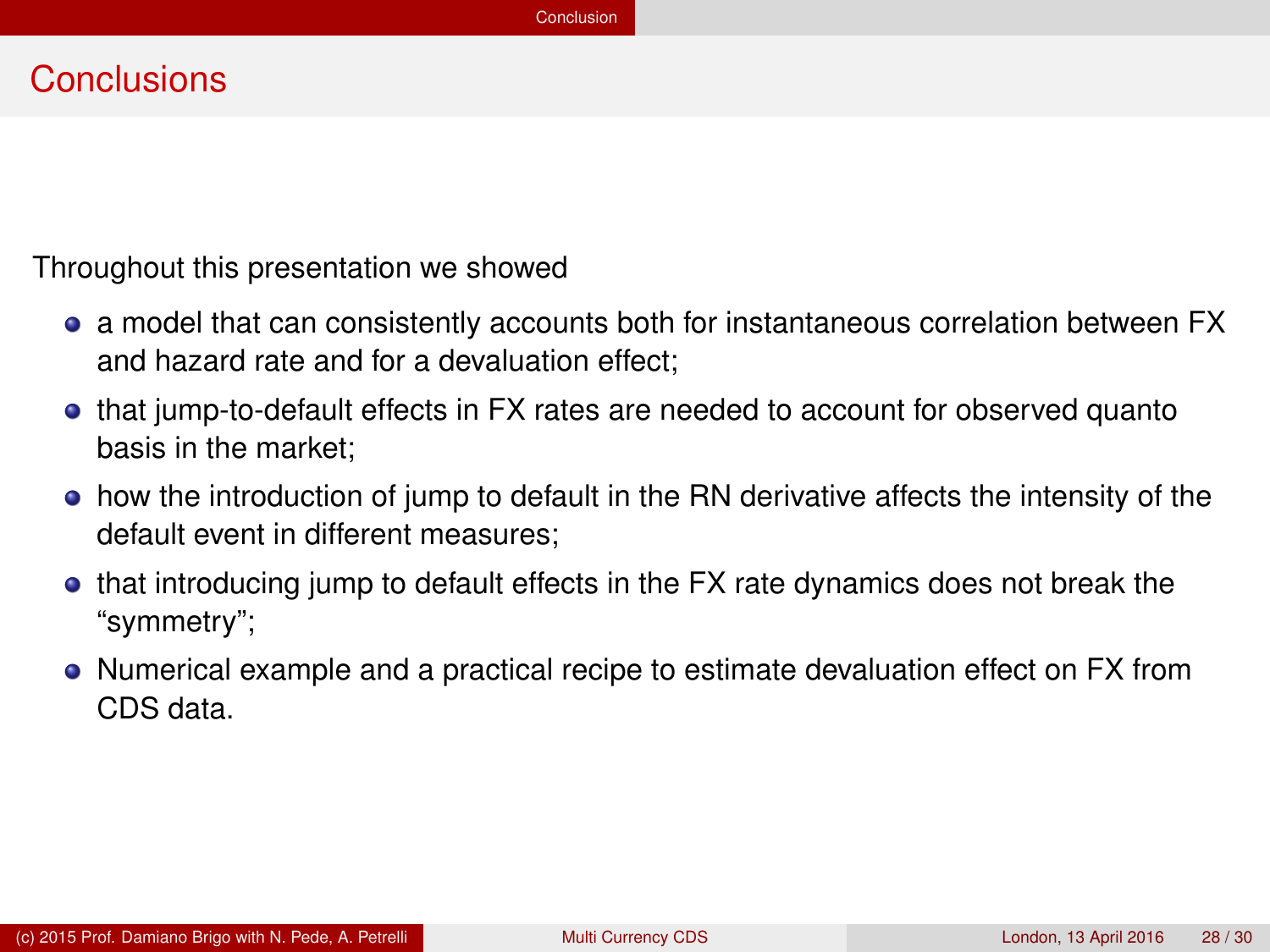# Conclusions

Throughout this presentation we showed

- a model that can consistently accounts both for instantaneous correlation between FX and hazard rate and for a devaluation effect;
- that jump-to-default effects in FX rates are needed to account for observed quanto basis in the market;
- how the introduction of jump to default in the RN derivative affects the intensity of the default event in different measures;
- that introducing jump to default effects in the FX rate dynamics does not break the "symmetry";
- Numerical example and a practical recipe to estimate devaluation effect on FX from CDS data.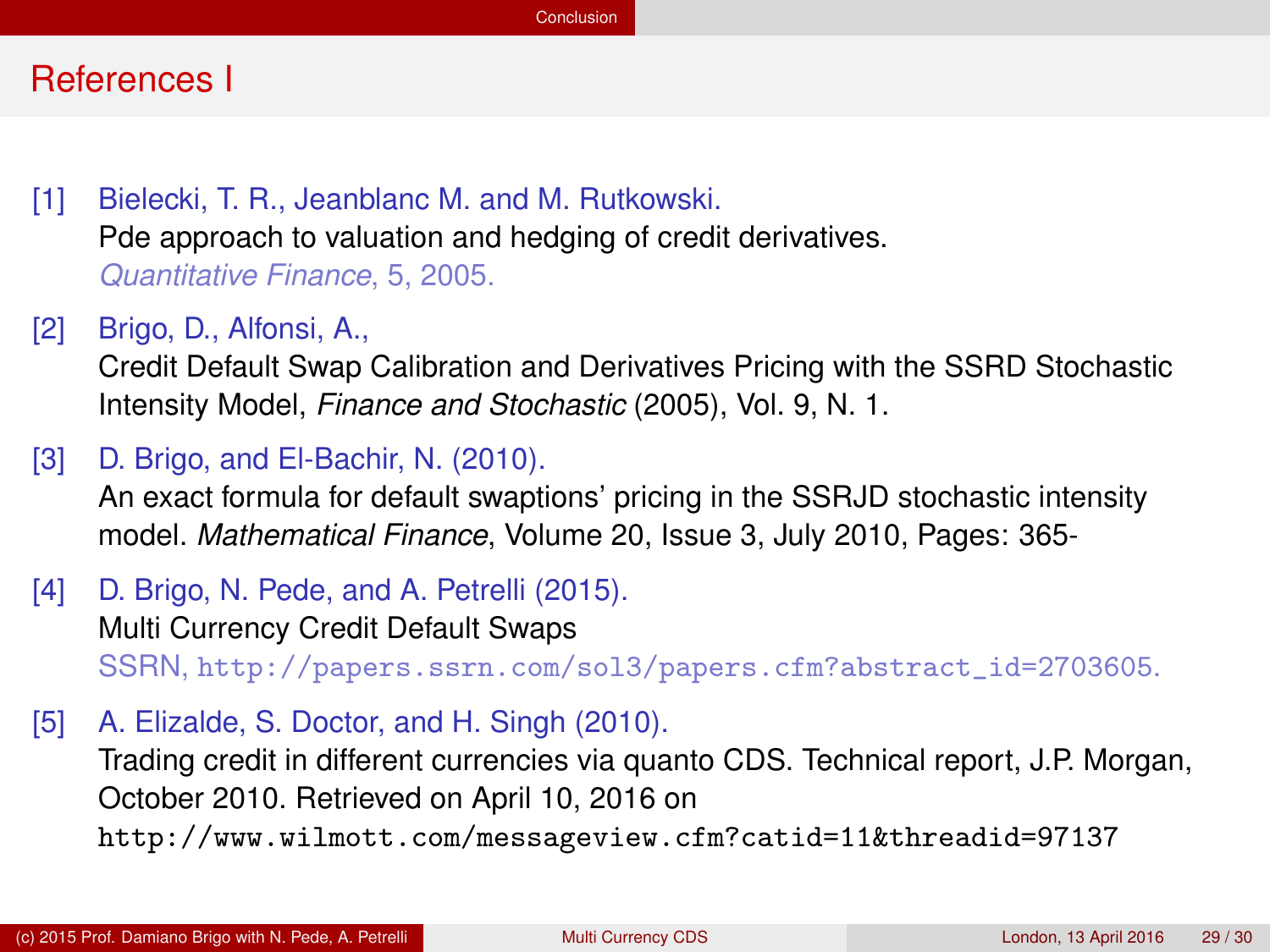## References I

[1] Bielecki, T. R., Jeanblanc M. and M. Rutkowski.
Pde approach to valuation and hedging of credit derivatives.
*Quantitative Finance*, 5, 2005.

[2] Brigo, D., Alfonsi, A.,
Credit Default Swap Calibration and Derivatives Pricing with the SSRD Stochastic Intensity Model, *Finance and Stochastic* (2005), Vol. 9, N. 1.

[3] D. Brigo, and El-Bachir, N. (2010).
An exact formula for default swaptions' pricing in the SSRJD stochastic intensity model. *Mathematical Finance*, Volume 20, Issue 3, July 2010, Pages: 365-

[4] D. Brigo, N. Pede, and A. Petrelli (2015).
Multi Currency Credit Default Swaps
SSRN, `http://papers.ssrn.com/sol3/papers.cfm?abstract_id=2703605`.

[5] A. Elizalde, S. Doctor, and H. Singh (2010).
Trading credit in different currencies via quanto CDS. Technical report, J.P. Morgan, October 2010. Retrieved on April 10, 2016 on
`http://www.wilmott.com/messageview.cfm?catid=11&threadid=97137`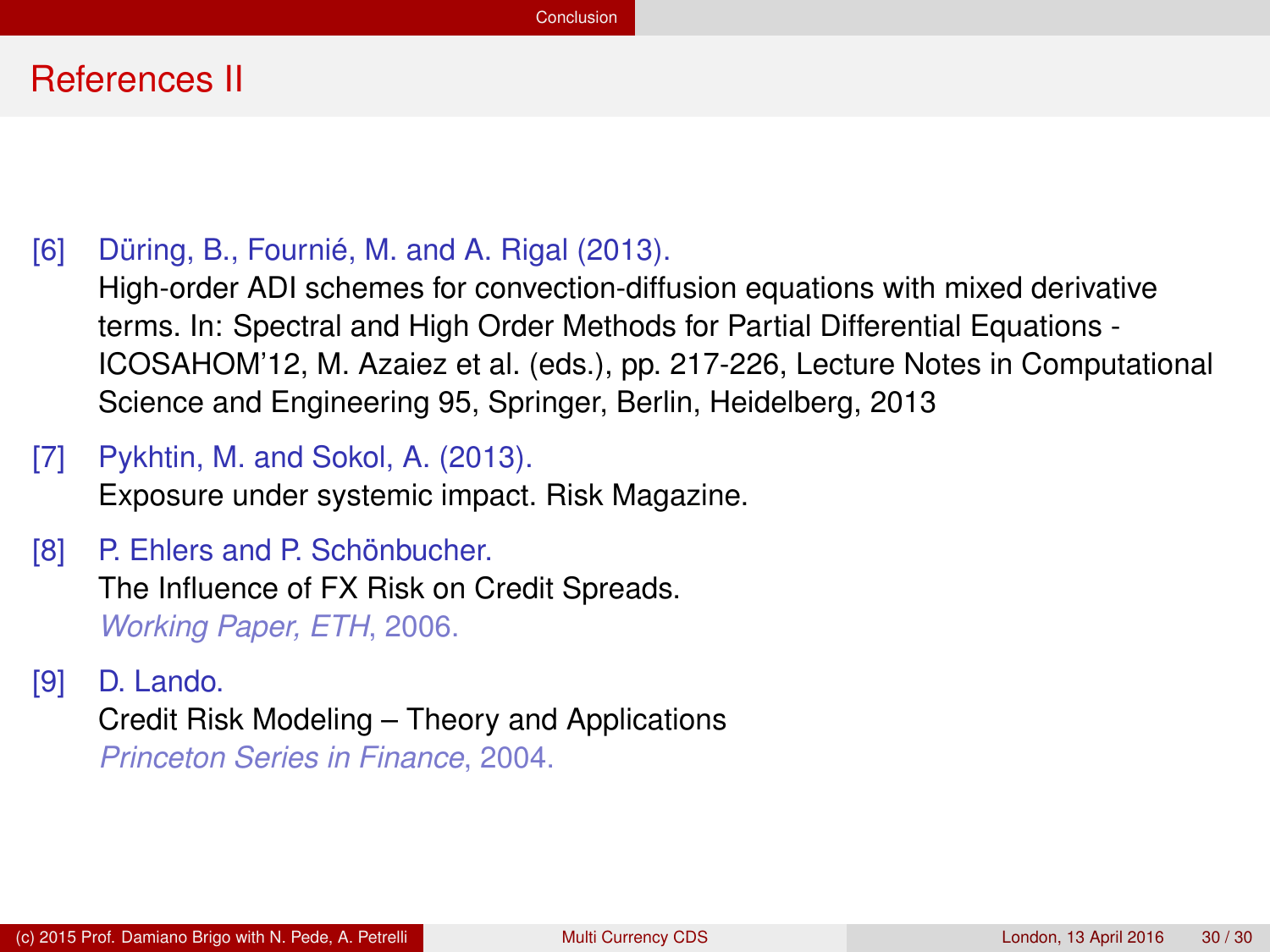## References II

[6] Düring, B., Fournié, M. and A. Rigal (2013).
High-order ADI schemes for convection-diffusion equations with mixed derivative terms. In: Spectral and High Order Methods for Partial Differential Equations - ICOSAHOM'12, M. Azaiez et al. (eds.), pp. 217-226, Lecture Notes in Computational Science and Engineering 95, Springer, Berlin, Heidelberg, 2013

[7] Pykhtin, M. and Sokol, A. (2013).
Exposure under systemic impact. Risk Magazine.

[8] P. Ehlers and P. Schönbucher.
The Influence of FX Risk on Credit Spreads.
*Working Paper, ETH*, 2006.

[9] D. Lando.
Credit Risk Modeling – Theory and Applications
*Princeton Series in Finance*, 2004.